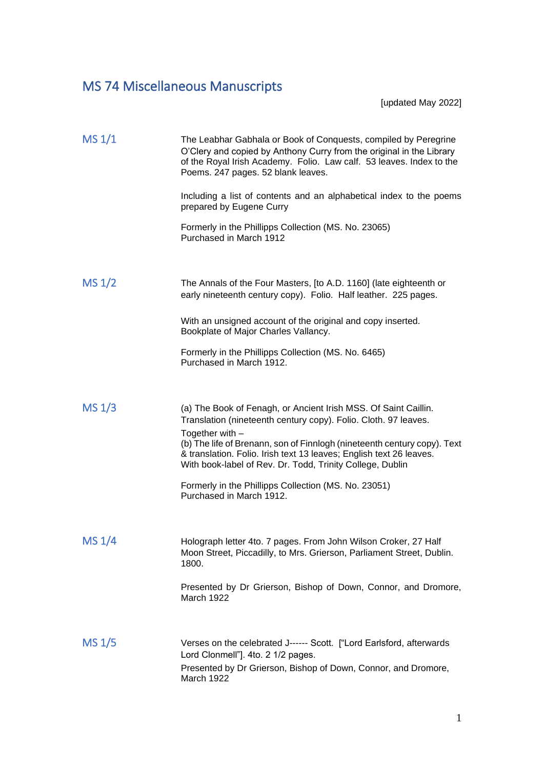# MS 74 Miscellaneous Manuscripts

[updated May 2022]

## MS 1/1

The Leabhar Gabhala or Book of Conquests, compiled by Peregrine O'Clery and copied by Anthony Curry from the original in the Library of the Royal Irish Academy. Folio. Law calf. 53 leaves. Index to the Poems. 247 pages. 52 blank leaves.

Including a list of contents and an alphabetical index to the poems prepared by Eugene Curry

Formerly in the Phillipps Collection (MS. No. 23065)
Purchased in March 1912

## MS 1/2

The Annals of the Four Masters, [to A.D. 1160] (late eighteenth or early nineteenth century copy). Folio. Half leather. 225 pages.

With an unsigned account of the original and copy inserted.
Bookplate of Major Charles Vallancy.

Formerly in the Phillipps Collection (MS. No. 6465)
Purchased in March 1912.

## MS 1/3

(a) The Book of Fenagh, or Ancient Irish MSS. Of Saint Caillin. Translation (nineteenth century copy). Folio. Cloth. 97 leaves.

Together with –
(b) The life of Brenann, son of Finnlogh (nineteenth century copy). Text & translation. Folio. Irish text 13 leaves; English text 26 leaves.
With book-label of Rev. Dr. Todd, Trinity College, Dublin

Formerly in the Phillipps Collection (MS. No. 23051)
Purchased in March 1912.

## MS 1/4

Holograph letter 4to. 7 pages. From John Wilson Croker, 27 Half Moon Street, Piccadilly, to Mrs. Grierson, Parliament Street, Dublin. 1800.

Presented by Dr Grierson, Bishop of Down, Connor, and Dromore, March 1922

## MS 1/5

Verses on the celebrated J------ Scott. ["Lord Earlsford, afterwards Lord Clonmell"]. 4to. 2 1/2 pages.

Presented by Dr Grierson, Bishop of Down, Connor, and Dromore, March 1922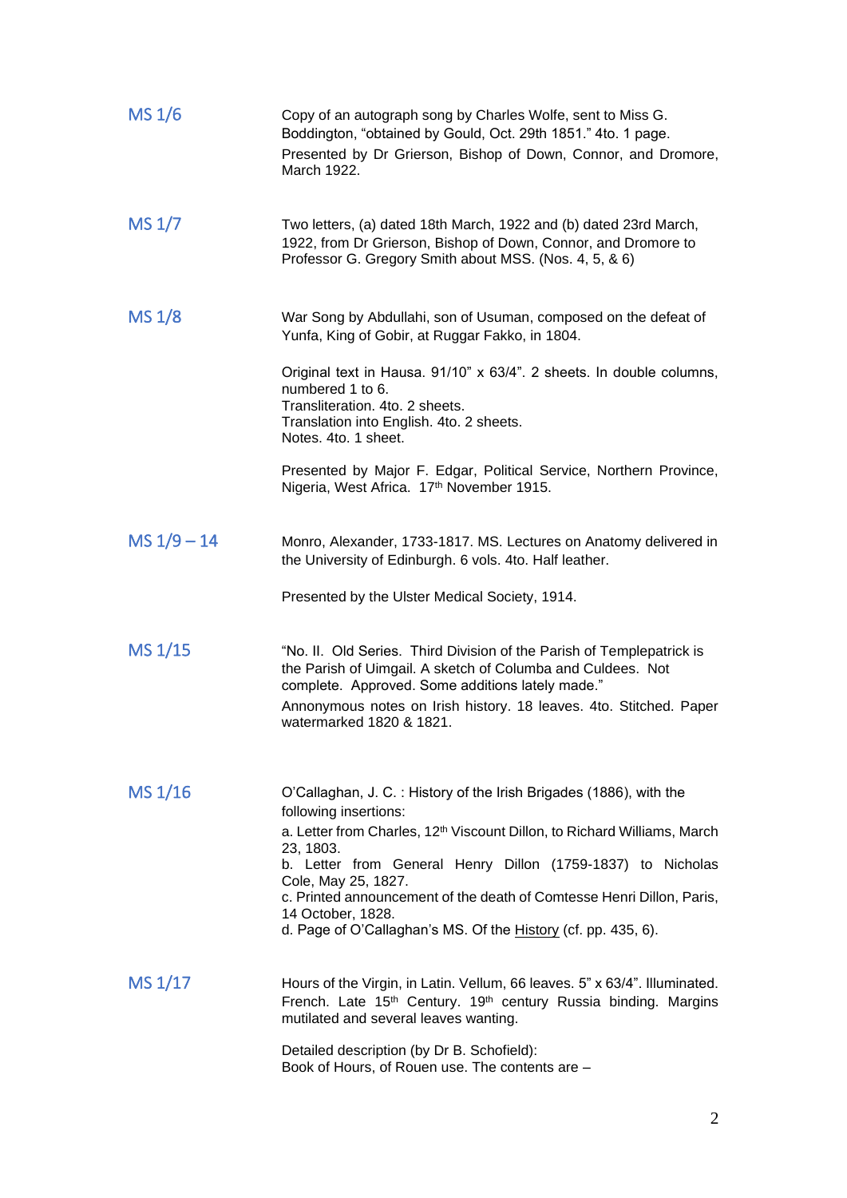**MS 1/6**

Copy of an autograph song by Charles Wolfe, sent to Miss G. Boddington, "obtained by Gould, Oct. 29th 1851." 4to. 1 page.

Presented by Dr Grierson, Bishop of Down, Connor, and Dromore, March 1922.

**MS 1/7**

Two letters, (a) dated 18th March, 1922 and (b) dated 23rd March, 1922, from Dr Grierson, Bishop of Down, Connor, and Dromore to Professor G. Gregory Smith about MSS. (Nos. 4, 5, & 6)

**MS 1/8**

War Song by Abdullahi, son of Usuman, composed on the defeat of Yunfa, King of Gobir, at Ruggar Fakko, in 1804.

Original text in Hausa. 91/10" x 63/4". 2 sheets. In double columns, numbered 1 to 6.
Transliteration. 4to. 2 sheets.
Translation into English. 4to. 2 sheets.
Notes. 4to. 1 sheet.

Presented by Major F. Edgar, Political Service, Northern Province, Nigeria, West Africa. 17th November 1915.

**MS 1/9 – 14**

Monro, Alexander, 1733-1817. MS. Lectures on Anatomy delivered in the University of Edinburgh. 6 vols. 4to. Half leather.

Presented by the Ulster Medical Society, 1914.

**MS 1/15**

"No. II. Old Series. Third Division of the Parish of Templepatrick is the Parish of Uimgail. A sketch of Columba and Culdees. Not complete. Approved. Some additions lately made."

Annonymous notes on Irish history. 18 leaves. 4to. Stitched. Paper watermarked 1820 & 1821.

**MS 1/16**

O'Callaghan, J. C. : History of the Irish Brigades (1886), with the following insertions:

a. Letter from Charles, 12th Viscount Dillon, to Richard Williams, March 23, 1803.
b. Letter from General Henry Dillon (1759-1837) to Nicholas Cole, May 25, 1827.
c. Printed announcement of the death of Comtesse Henri Dillon, Paris, 14 October, 1828.
d. Page of O'Callaghan's MS. Of the History (cf. pp. 435, 6).

**MS 1/17**

Hours of the Virgin, in Latin. Vellum, 66 leaves. 5" x 63/4". Illuminated. French. Late 15th Century. 19th century Russia binding. Margins mutilated and several leaves wanting.

Detailed description (by Dr B. Schofield):
Book of Hours, of Rouen use. The contents are –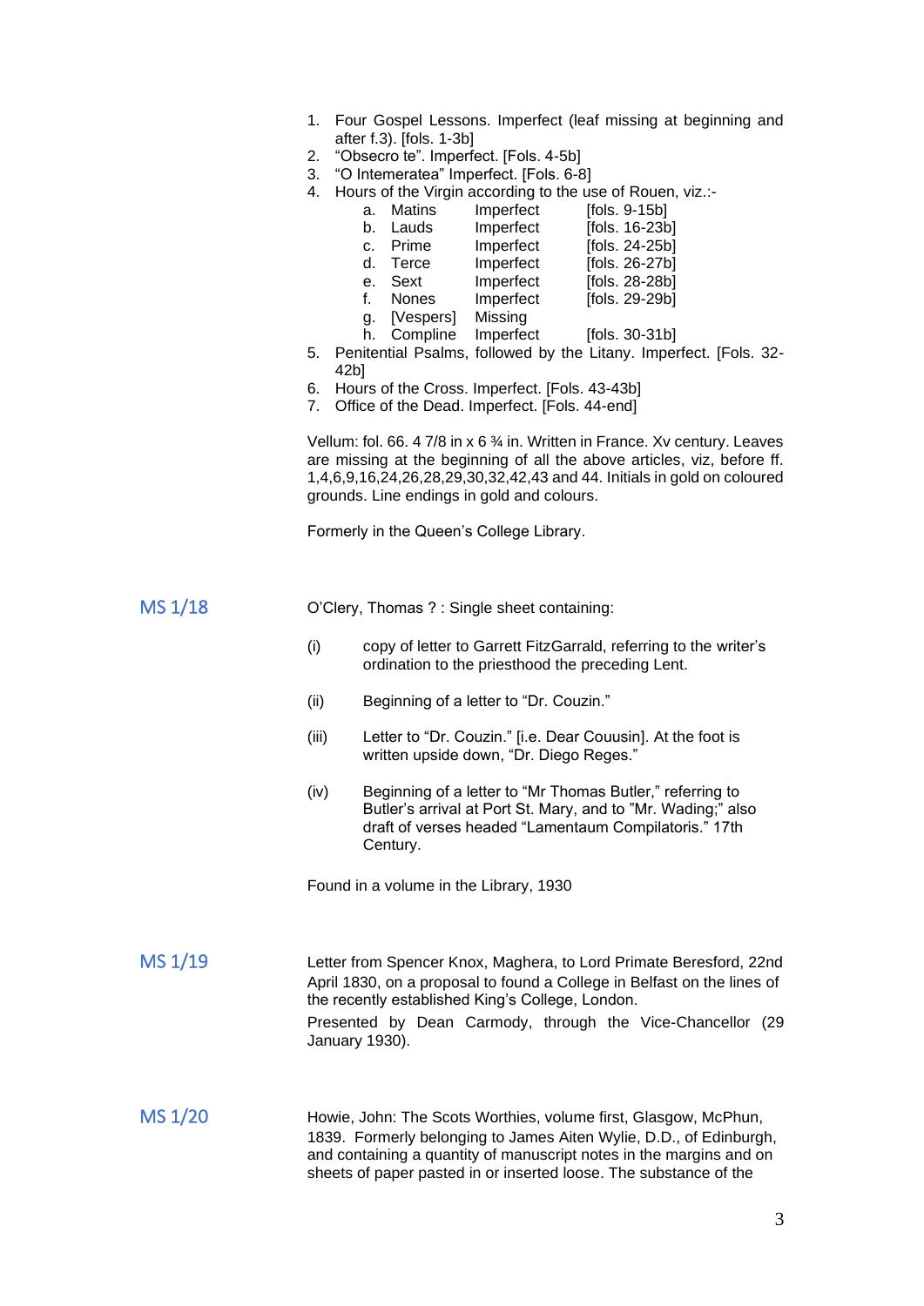1. Four Gospel Lessons. Imperfect (leaf missing at beginning and after f.3). [fols. 1-3b]
2. "Obsecro te". Imperfect. [Fols. 4-5b]
3. "O Intemeratea" Imperfect. [Fols. 6-8]
4. Hours of the Virgin according to the use of Rouen, viz.:-

| | | | |
|---|---|---|---|
| a. | Matins | Imperfect | [fols. 9-15b] |
| b. | Lauds | Imperfect | [fols. 16-23b] |
| c. | Prime | Imperfect | [fols. 24-25b] |
| d. | Terce | Imperfect | [fols. 26-27b] |
| e. | Sext | Imperfect | [fols. 28-28b] |
| f. | Nones | Imperfect | [fols. 29-29b] |
| g. | [Vespers] | Missing | |
| h. | Compline | Imperfect | [fols. 30-31b] |

5. Penitential Psalms, followed by the Litany. Imperfect. [Fols. 32-42b]
6. Hours of the Cross. Imperfect. [Fols. 43-43b]
7. Office of the Dead. Imperfect. [Fols. 44-end]

Vellum: fol. 66. 4 7/8 in x 6 ¾ in. Written in France. Xv century. Leaves are missing at the beginning of all the above articles, viz, before ff. 1,4,6,9,16,24,26,28,29,30,32,42,43 and 44. Initials in gold on coloured grounds. Line endings in gold and colours.

Formerly in the Queen's College Library.

## MS 1/18

O'Clery, Thomas ? : Single sheet containing:

(i) copy of letter to Garrett FitzGarrald, referring to the writer's ordination to the priesthood the preceding Lent.

(ii) Beginning of a letter to "Dr. Couzin."

(iii) Letter to "Dr. Couzin." [i.e. Dear Couusin]. At the foot is written upside down, "Dr. Diego Reges."

(iv) Beginning of a letter to "Mr Thomas Butler," referring to Butler's arrival at Port St. Mary, and to "Mr. Wading;" also draft of verses headed "Lamentaum Compilatoris." 17th Century.

Found in a volume in the Library, 1930

## MS 1/19

Letter from Spencer Knox, Maghera, to Lord Primate Beresford, 22nd April 1830, on a proposal to found a College in Belfast on the lines of the recently established King's College, London.

Presented by Dean Carmody, through the Vice-Chancellor (29 January 1930).

## MS 1/20

Howie, John: The Scots Worthies, volume first, Glasgow, McPhun, 1839. Formerly belonging to James Aiten Wylie, D.D., of Edinburgh, and containing a quantity of manuscript notes in the margins and on sheets of paper pasted in or inserted loose. The substance of the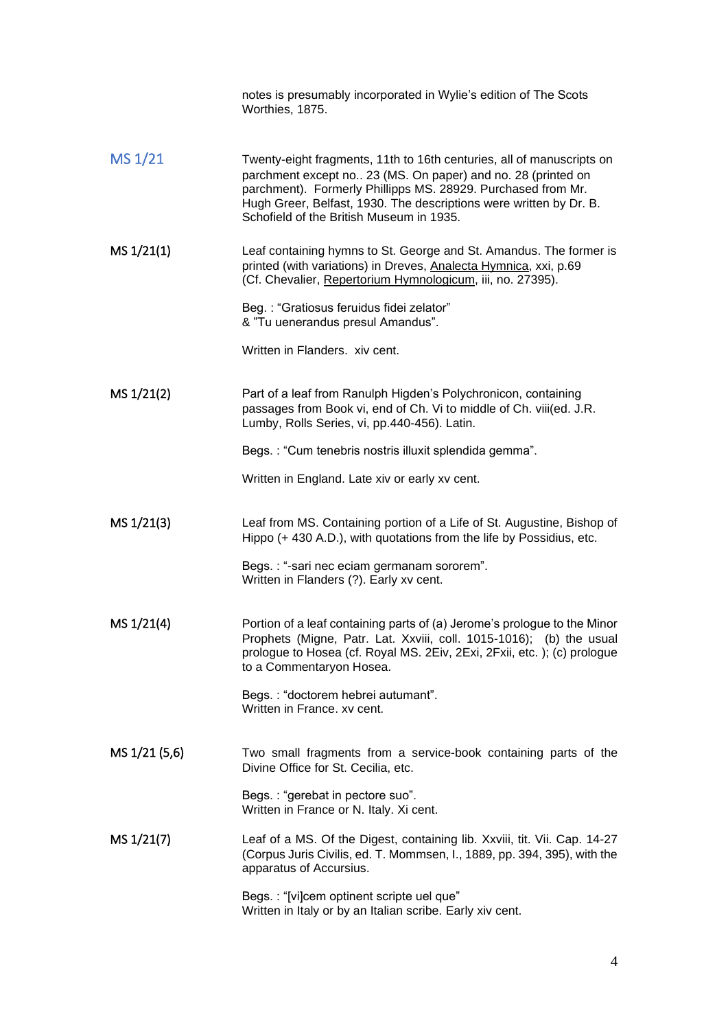notes is presumably incorporated in Wylie's edition of The Scots Worthies, 1875.

## MS 1/21

Twenty-eight fragments, 11th to 16th centuries, all of manuscripts on parchment except no.. 23 (MS. On paper) and no. 28 (printed on parchment). Formerly Phillipps MS. 28929. Purchased from Mr. Hugh Greer, Belfast, 1930. The descriptions were written by Dr. B. Schofield of the British Museum in 1935.

**MS 1/21(1)**

Leaf containing hymns to St. George and St. Amandus. The former is printed (with variations) in Dreves, Analecta Hymnica, xxi, p.69 (Cf. Chevalier, Repertorium Hymnologicum, iii, no. 27395).

Beg. : "Gratiosus feruidus fidei zelator" & "Tu uenerandus presul Amandus".

Written in Flanders. xiv cent.

**MS 1/21(2)**

Part of a leaf from Ranulph Higden's Polychronicon, containing passages from Book vi, end of Ch. Vi to middle of Ch. viii(ed. J.R. Lumby, Rolls Series, vi, pp.440-456). Latin.

Begs. : "Cum tenebris nostris illuxit splendida gemma".

Written in England. Late xiv or early xv cent.

**MS 1/21(3)**

Leaf from MS. Containing portion of a Life of St. Augustine, Bishop of Hippo (+ 430 A.D.), with quotations from the life by Possidius, etc.

Begs. : "-sari nec eciam germanam sororem".
Written in Flanders (?). Early xv cent.

**MS 1/21(4)**

Portion of a leaf containing parts of (a) Jerome's prologue to the Minor Prophets (Migne, Patr. Lat. Xxviii, coll. 1015-1016); (b) the usual prologue to Hosea (cf. Royal MS. 2Eiv, 2Exi, 2Fxii, etc. ); (c) prologue to a Commentaryon Hosea.

Begs. : "doctorem hebrei autumant".
Written in France. xv cent.

**MS 1/21 (5,6)**

Two small fragments from a service-book containing parts of the Divine Office for St. Cecilia, etc.

Begs. : "gerebat in pectore suo".
Written in France or N. Italy. Xi cent.

**MS 1/21(7)**

Leaf of a MS. Of the Digest, containing lib. Xxviii, tit. Vii. Cap. 14-27 (Corpus Juris Civilis, ed. T. Mommsen, I., 1889, pp. 394, 395), with the apparatus of Accursius.

Begs. : "[vi]cem optinent scripte uel que"
Written in Italy or by an Italian scribe. Early xiv cent.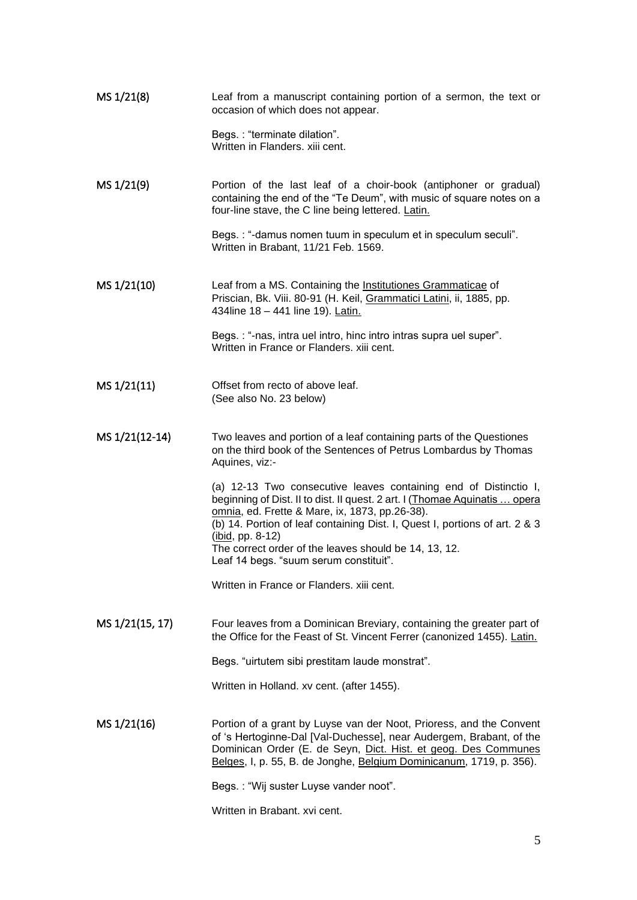**MS 1/21(8)**

Leaf from a manuscript containing portion of a sermon, the text or occasion of which does not appear.

Begs. : "terminate dilation".
Written in Flanders. xiii cent.

**MS 1/21(9)**

Portion of the last leaf of a choir-book (antiphoner or gradual) containing the end of the "Te Deum", with music of square notes on a four-line stave, the C line being lettered. Latin.

Begs. : "-damus nomen tuum in speculum et in speculum seculi".
Written in Brabant, 11/21 Feb. 1569.

**MS 1/21(10)**

Leaf from a MS. Containing the Institutiones Grammaticae of Priscian, Bk. Viii. 80-91 (H. Keil, Grammatici Latini, ii, 1885, pp. 434line 18 – 441 line 19). Latin.

Begs. : "-nas, intra uel intro, hinc intro intras supra uel super".
Written in France or Flanders. xiii cent.

**MS 1/21(11)**

Offset from recto of above leaf.
(See also No. 23 below)

**MS 1/21(12-14)**

Two leaves and portion of a leaf containing parts of the Questiones on the third book of the Sentences of Petrus Lombardus by Thomas Aquines, viz:-

(a) 12-13 Two consecutive leaves containing end of Distinctio I, beginning of Dist. II to dist. II quest. 2 art. I (Thomae Aquinatis … opera omnia, ed. Frette & Mare, ix, 1873, pp.26-38).
(b) 14. Portion of leaf containing Dist. I, Quest I, portions of art. 2 & 3 (ibid, pp. 8-12)
The correct order of the leaves should be 14, 13, 12.
Leaf 14 begs. "suum serum constituit".

Written in France or Flanders. xiii cent.

**MS 1/21(15, 17)**

Four leaves from a Dominican Breviary, containing the greater part of the Office for the Feast of St. Vincent Ferrer (canonized 1455). Latin.

Begs. "uirtutem sibi prestitam laude monstrat".

Written in Holland. xv cent. (after 1455).

**MS 1/21(16)**

Portion of a grant by Luyse van der Noot, Prioress, and the Convent of 's Hertoginne-Dal [Val-Duchesse], near Audergem, Brabant, of the Dominican Order (E. de Seyn, Dict. Hist. et geog. Des Communes Belges, I, p. 55, B. de Jonghe, Belgium Dominicanum, 1719, p. 356).

Begs. : "Wij suster Luyse vander noot".

Written in Brabant. xvi cent.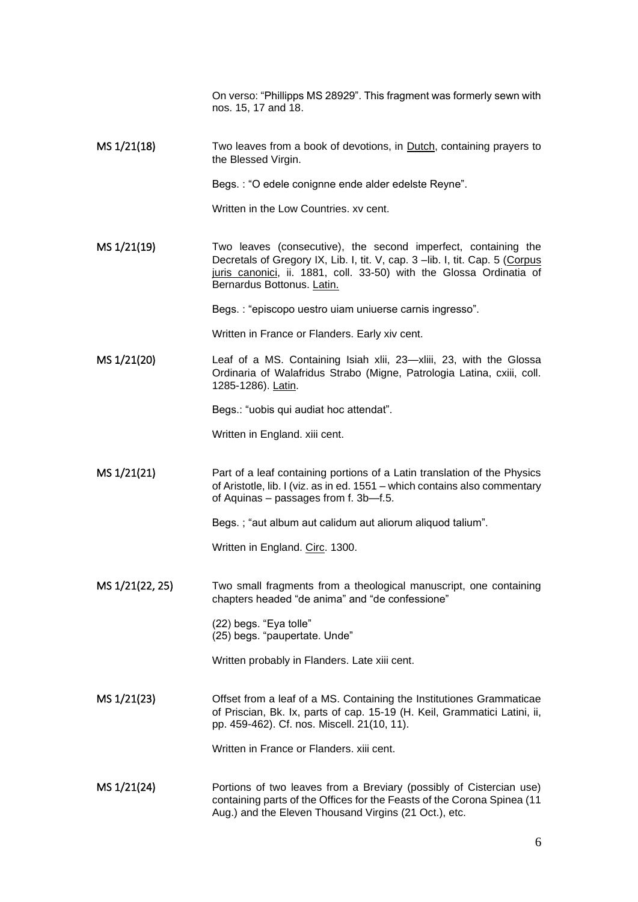On verso: "Phillipps MS 28929". This fragment was formerly sewn with nos. 15, 17 and 18.

**MS 1/21(18)**

Two leaves from a book of devotions, in Dutch, containing prayers to the Blessed Virgin.

Begs. : "O edele conignne ende alder edelste Reyne".

Written in the Low Countries. xv cent.

**MS 1/21(19)**

Two leaves (consecutive), the second imperfect, containing the Decretals of Gregory IX, Lib. I, tit. V, cap. 3 –lib. I, tit. Cap. 5 (Corpus juris canonici, ii. 1881, coll. 33-50) with the Glossa Ordinatia of Bernardus Bottonus. Latin.

Begs. : "episcopo uestro uiam uniuerse carnis ingresso".

Written in France or Flanders. Early xiv cent.

**MS 1/21(20)**

Leaf of a MS. Containing Isiah xlii, 23—xliii, 23, with the Glossa Ordinaria of Walafridus Strabo (Migne, Patrologia Latina, cxiii, coll. 1285-1286). Latin.

Begs.: "uobis qui audiat hoc attendat".

Written in England. xiii cent.

**MS 1/21(21)**

Part of a leaf containing portions of a Latin translation of the Physics of Aristotle, lib. I (viz. as in ed. 1551 – which contains also commentary of Aquinas – passages from f. 3b—f.5.

Begs. ; "aut album aut calidum aut aliorum aliquod talium".

Written in England. Circ. 1300.

**MS 1/21(22, 25)**

Two small fragments from a theological manuscript, one containing chapters headed "de anima" and "de confessione"

(22) begs. "Eya tolle"
(25) begs. "paupertate. Unde"

Written probably in Flanders. Late xiii cent.

**MS 1/21(23)**

Offset from a leaf of a MS. Containing the Institutiones Grammaticae of Priscian, Bk. Ix, parts of cap. 15-19 (H. Keil, Grammatici Latini, ii, pp. 459-462). Cf. nos. Miscell. 21(10, 11).

Written in France or Flanders. xiii cent.

**MS 1/21(24)**

Portions of two leaves from a Breviary (possibly of Cistercian use) containing parts of the Offices for the Feasts of the Corona Spinea (11 Aug.) and the Eleven Thousand Virgins (21 Oct.), etc.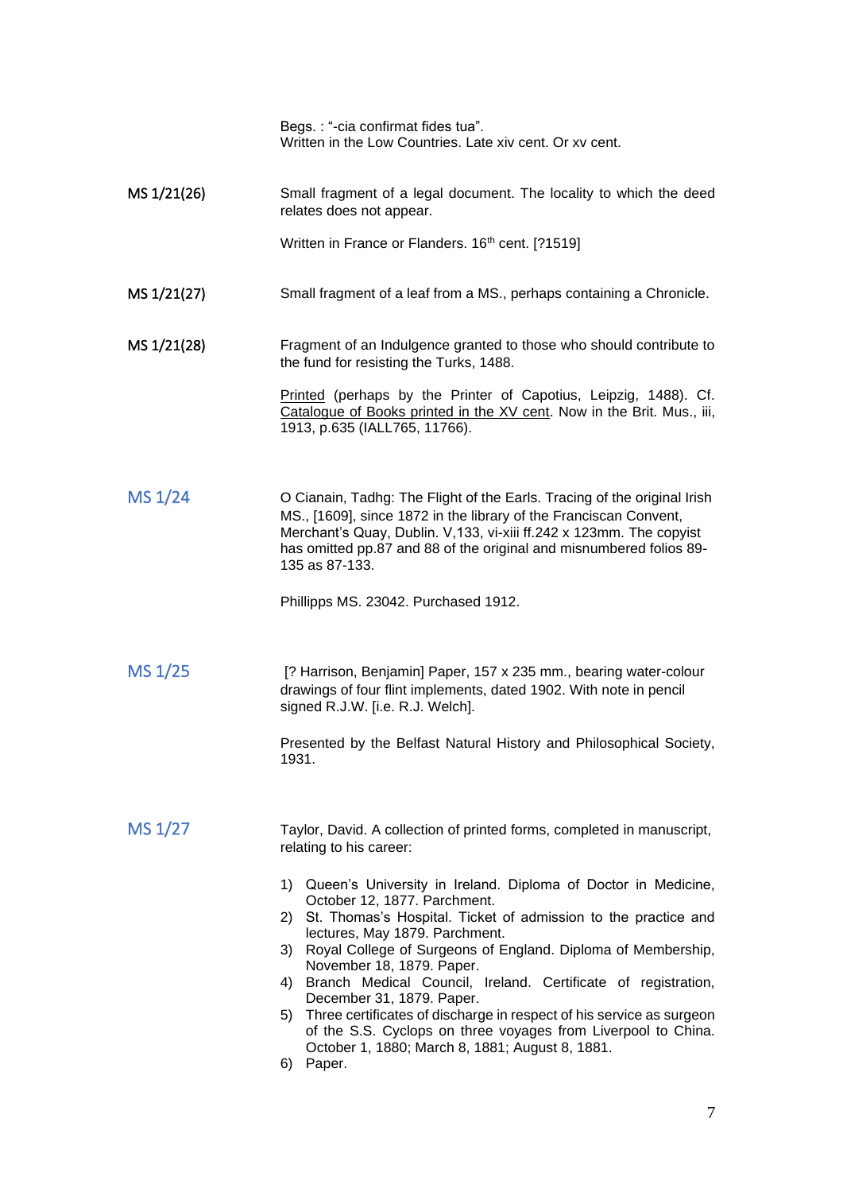Begs. : "-cia confirmat fides tua".
Written in the Low Countries. Late xiv cent. Or xv cent.

**MS 1/21(26)**

Small fragment of a legal document. The locality to which the deed relates does not appear.

Written in France or Flanders. 16th cent. [?1519]

**MS 1/21(27)**

Small fragment of a leaf from a MS., perhaps containing a Chronicle.

**MS 1/21(28)**

Fragment of an Indulgence granted to those who should contribute to the fund for resisting the Turks, 1488.

Printed (perhaps by the Printer of Capotius, Leipzig, 1488). Cf. Catalogue of Books printed in the XV cent. Now in the Brit. Mus., iii, 1913, p.635 (IALL765, 11766).

## MS 1/24

O Cianain, Tadhg: The Flight of the Earls. Tracing of the original Irish MS., [1609], since 1872 in the library of the Franciscan Convent, Merchant's Quay, Dublin. V,133, vi-xiii ff.242 x 123mm. The copyist has omitted pp.87 and 88 of the original and misnumbered folios 89-135 as 87-133.

Phillipps MS. 23042. Purchased 1912.

## MS 1/25

[? Harrison, Benjamin] Paper, 157 x 235 mm., bearing water-colour drawings of four flint implements, dated 1902. With note in pencil signed R.J.W. [i.e. R.J. Welch].

Presented by the Belfast Natural History and Philosophical Society, 1931.

## MS 1/27

Taylor, David. A collection of printed forms, completed in manuscript, relating to his career:

1) Queen's University in Ireland. Diploma of Doctor in Medicine, October 12, 1877. Parchment.
2) St. Thomas's Hospital. Ticket of admission to the practice and lectures, May 1879. Parchment.
3) Royal College of Surgeons of England. Diploma of Membership, November 18, 1879. Paper.
4) Branch Medical Council, Ireland. Certificate of registration, December 31, 1879. Paper.
5) Three certificates of discharge in respect of his service as surgeon of the S.S. Cyclops on three voyages from Liverpool to China. October 1, 1880; March 8, 1881; August 8, 1881.
6) Paper.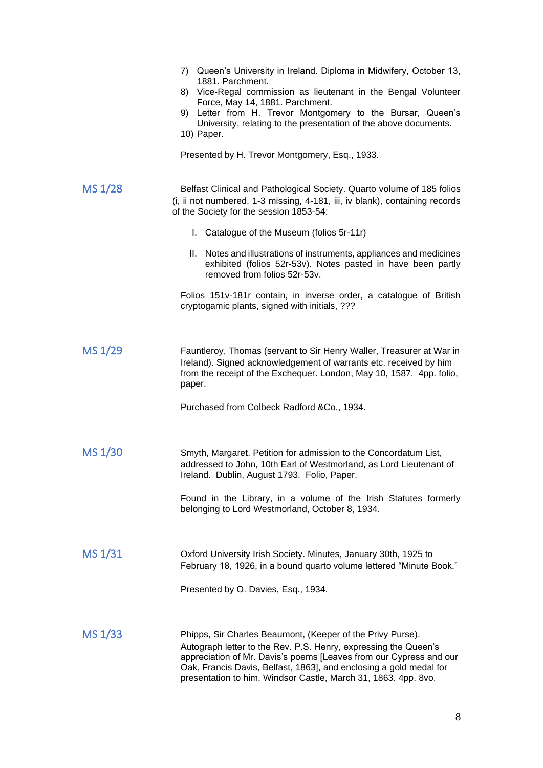7) Queen's University in Ireland. Diploma in Midwifery, October 13, 1881. Parchment.
8) Vice-Regal commission as lieutenant in the Bengal Volunteer Force, May 14, 1881. Parchment.
9) Letter from H. Trevor Montgomery to the Bursar, Queen's University, relating to the presentation of the above documents.
10) Paper.

Presented by H. Trevor Montgomery, Esq., 1933.

**MS 1/28**

Belfast Clinical and Pathological Society. Quarto volume of 185 folios (i, ii not numbered, 1-3 missing, 4-181, iii, iv blank), containing records of the Society for the session 1853-54:

I. Catalogue of the Museum (folios 5r-11r)

II. Notes and illustrations of instruments, appliances and medicines exhibited (folios 52r-53v). Notes pasted in have been partly removed from folios 52r-53v.

Folios 151v-181r contain, in inverse order, a catalogue of British cryptogamic plants, signed with initials, ???

**MS 1/29**

Fauntleroy, Thomas (servant to Sir Henry Waller, Treasurer at War in Ireland). Signed acknowledgement of warrants etc. received by him from the receipt of the Exchequer. London, May 10, 1587. 4pp. folio, paper.

Purchased from Colbeck Radford &Co., 1934.

**MS 1/30**

Smyth, Margaret. Petition for admission to the Concordatum List, addressed to John, 10th Earl of Westmorland, as Lord Lieutenant of Ireland. Dublin, August 1793. Folio, Paper.

Found in the Library, in a volume of the Irish Statutes formerly belonging to Lord Westmorland, October 8, 1934.

**MS 1/31**

Oxford University Irish Society. Minutes, January 30th, 1925 to February 18, 1926, in a bound quarto volume lettered "Minute Book."

Presented by O. Davies, Esq., 1934.

**MS 1/33**

Phipps, Sir Charles Beaumont, (Keeper of the Privy Purse). Autograph letter to the Rev. P.S. Henry, expressing the Queen's appreciation of Mr. Davis's poems [Leaves from our Cypress and our Oak, Francis Davis, Belfast, 1863], and enclosing a gold medal for presentation to him. Windsor Castle, March 31, 1863. 4pp. 8vo.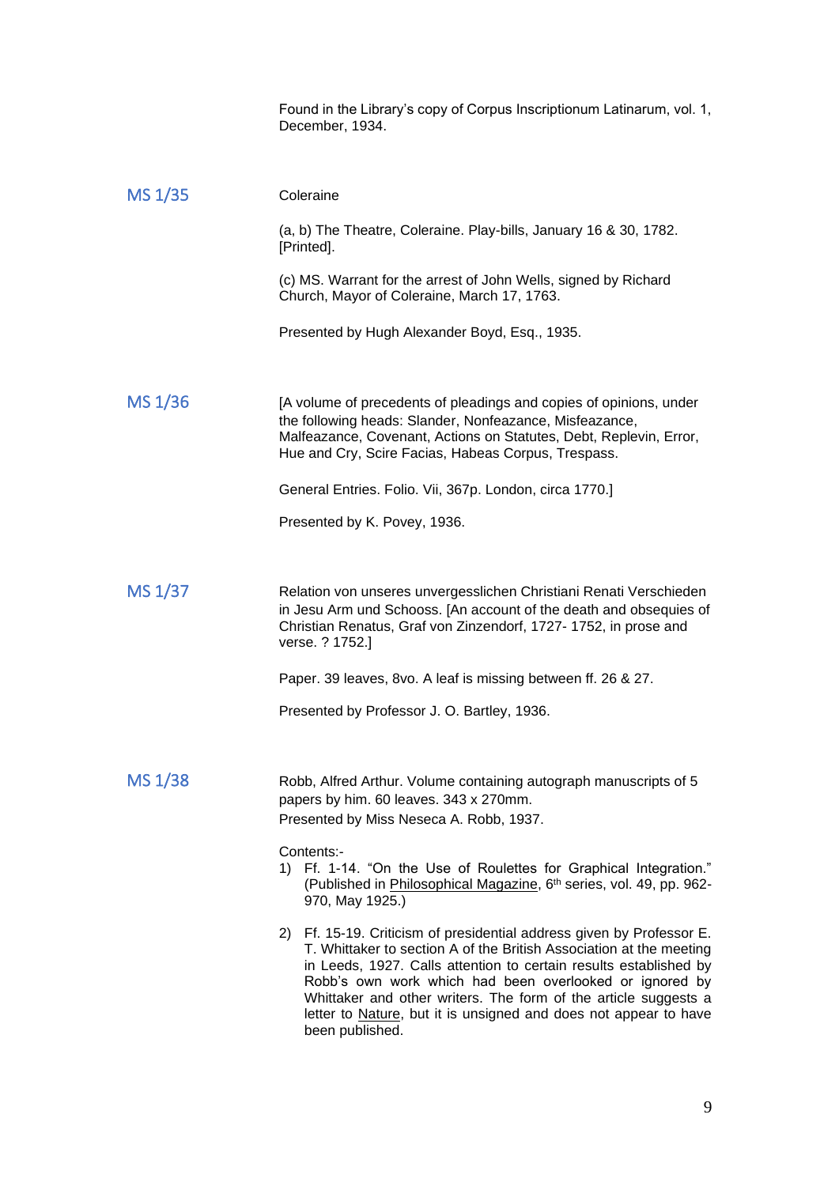Found in the Library's copy of Corpus Inscriptionum Latinarum, vol. 1, December, 1934.

## MS 1/35

Coleraine

(a, b) The Theatre, Coleraine. Play-bills, January 16 & 30, 1782. [Printed].

(c) MS. Warrant for the arrest of John Wells, signed by Richard Church, Mayor of Coleraine, March 17, 1763.

Presented by Hugh Alexander Boyd, Esq., 1935.

## MS 1/36

[A volume of precedents of pleadings and copies of opinions, under the following heads: Slander, Nonfeazance, Misfeazance, Malfeazance, Covenant, Actions on Statutes, Debt, Replevin, Error, Hue and Cry, Scire Facias, Habeas Corpus, Trespass.

General Entries. Folio. Vii, 367p. London, circa 1770.]

Presented by K. Povey, 1936.

## MS 1/37

Relation von unseres unvergesslichen Christiani Renati Verschieden in Jesu Arm und Schooss. [An account of the death and obsequies of Christian Renatus, Graf von Zinzendorf, 1727- 1752, in prose and verse. ? 1752.]

Paper. 39 leaves, 8vo. A leaf is missing between ff. 26 & 27.

Presented by Professor J. O. Bartley, 1936.

## MS 1/38

Robb, Alfred Arthur. Volume containing autograph manuscripts of 5 papers by him. 60 leaves. 343 x 270mm.
Presented by Miss Neseca A. Robb, 1937.

Contents:-

1) Ff. 1-14. "On the Use of Roulettes for Graphical Integration." (Published in Philosophical Magazine, 6th series, vol. 49, pp. 962-970, May 1925.)

2) Ff. 15-19. Criticism of presidential address given by Professor E. T. Whittaker to section A of the British Association at the meeting in Leeds, 1927. Calls attention to certain results established by Robb's own work which had been overlooked or ignored by Whittaker and other writers. The form of the article suggests a letter to Nature, but it is unsigned and does not appear to have been published.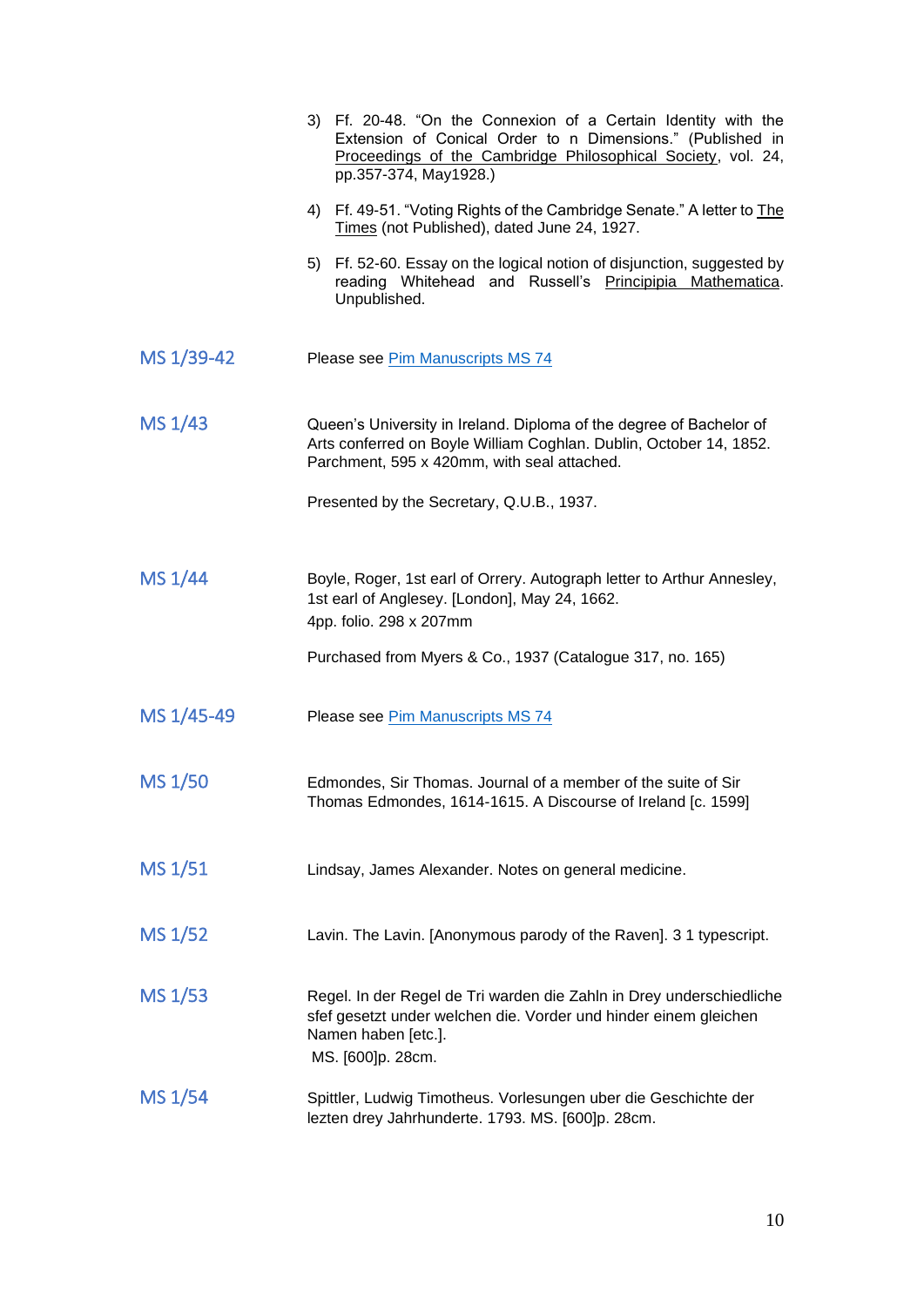3) Ff. 20-48. “On the Connexion of a Certain Identity with the Extension of Conical Order to n Dimensions.” (Published in Proceedings of the Cambridge Philosophical Society, vol. 24, pp.357-374, May1928.)

4) Ff. 49-51. “Voting Rights of the Cambridge Senate.” A letter to The Times (not Published), dated June 24, 1927.

5) Ff. 52-60. Essay on the logical notion of disjunction, suggested by reading Whitehead and Russell’s Principipia Mathematica. Unpublished.

**MS 1/39-42**

Please see Pim Manuscripts MS 74

**MS 1/43**

Queen’s University in Ireland. Diploma of the degree of Bachelor of Arts conferred on Boyle William Coghlan. Dublin, October 14, 1852. Parchment, 595 x 420mm, with seal attached.

Presented by the Secretary, Q.U.B., 1937.

**MS 1/44**

Boyle, Roger, 1st earl of Orrery. Autograph letter to Arthur Annesley, 1st earl of Anglesey. [London], May 24, 1662.
4pp. folio. 298 x 207mm

Purchased from Myers & Co., 1937 (Catalogue 317, no. 165)

**MS 1/45-49**

Please see Pim Manuscripts MS 74

**MS 1/50**

Edmondes, Sir Thomas. Journal of a member of the suite of Sir Thomas Edmondes, 1614-1615. A Discourse of Ireland [c. 1599]

**MS 1/51**

Lindsay, James Alexander. Notes on general medicine.

**MS 1/52**

Lavin. The Lavin. [Anonymous parody of the Raven]. 3 1 typescript.

**MS 1/53**

Regel. In der Regel de Tri warden die Zahln in Drey underschiedliche sfef gesetzt under welchen die. Vorder und hinder einem gleichen Namen haben [etc.].
MS. [600]p. 28cm.

**MS 1/54**

Spittler, Ludwig Timotheus. Vorlesungen uber die Geschichte der lezten drey Jahrhunderte. 1793. MS. [600]p. 28cm.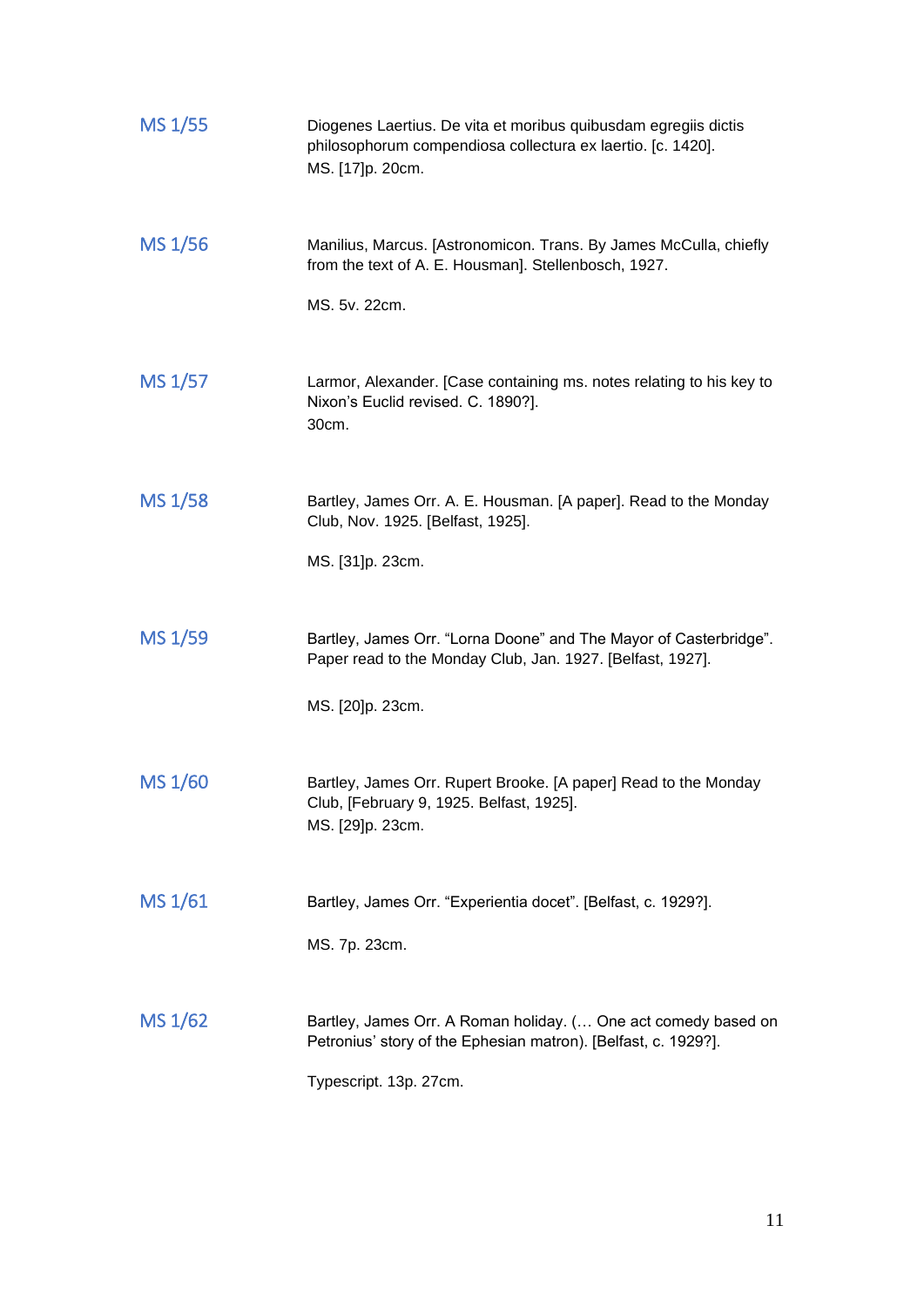**MS 1/55**

Diogenes Laertius. De vita et moribus quibusdam egregiis dictis philosophorum compendiosa collectura ex laertio. [c. 1420].
MS. [17]p. 20cm.

**MS 1/56**

Manilius, Marcus. [Astronomicon. Trans. By James McCulla, chiefly from the text of A. E. Housman]. Stellenbosch, 1927.

MS. 5v. 22cm.

**MS 1/57**

Larmor, Alexander. [Case containing ms. notes relating to his key to Nixon's Euclid revised. C. 1890?].
30cm.

**MS 1/58**

Bartley, James Orr. A. E. Housman. [A paper]. Read to the Monday Club, Nov. 1925. [Belfast, 1925].

MS. [31]p. 23cm.

**MS 1/59**

Bartley, James Orr. "Lorna Doone" and The Mayor of Casterbridge". Paper read to the Monday Club, Jan. 1927. [Belfast, 1927].

MS. [20]p. 23cm.

**MS 1/60**

Bartley, James Orr. Rupert Brooke. [A paper] Read to the Monday Club, [February 9, 1925. Belfast, 1925].
MS. [29]p. 23cm.

**MS 1/61**

Bartley, James Orr. "Experientia docet". [Belfast, c. 1929?].

MS. 7p. 23cm.

**MS 1/62**

Bartley, James Orr. A Roman holiday. (… One act comedy based on Petronius' story of the Ephesian matron). [Belfast, c. 1929?].

Typescript. 13p. 27cm.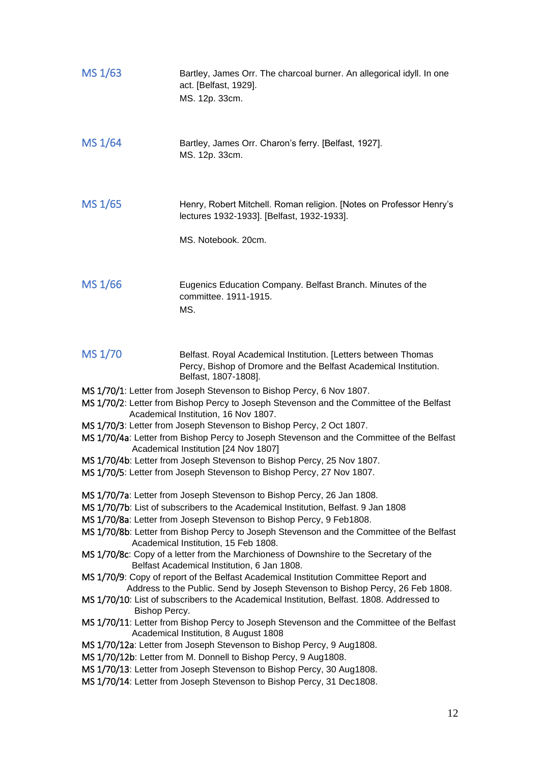| | |
|---|---|
| MS 1/63 | Bartley, James Orr. The charcoal burner. An allegorical idyll. In one act. [Belfast, 1929].<br>MS. 12p. 33cm. |
| MS 1/64 | Bartley, James Orr. Charon's ferry. [Belfast, 1927].<br>MS. 12p. 33cm. |
| MS 1/65 | Henry, Robert Mitchell. Roman religion. [Notes on Professor Henry's lectures 1932-1933]. [Belfast, 1932-1933].<br><br>MS. Notebook. 20cm. |
| MS 1/66 | Eugenics Education Company. Belfast Branch. Minutes of the committee. 1911-1915.<br>MS. |
| MS 1/70 | Belfast. Royal Academical Institution. [Letters between Thomas Percy, Bishop of Dromore and the Belfast Academical Institution. Belfast, 1807-1808]. |

MS 1/70/1: Letter from Joseph Stevenson to Bishop Percy, 6 Nov 1807.
MS 1/70/2: Letter from Bishop Percy to Joseph Stevenson and the Committee of the Belfast Academical Institution, 16 Nov 1807.
MS 1/70/3: Letter from Joseph Stevenson to Bishop Percy, 2 Oct 1807.
MS 1/70/4a: Letter from Bishop Percy to Joseph Stevenson and the Committee of the Belfast Academical Institution [24 Nov 1807]
MS 1/70/4b: Letter from Joseph Stevenson to Bishop Percy, 25 Nov 1807.
MS 1/70/5: Letter from Joseph Stevenson to Bishop Percy, 27 Nov 1807.

MS 1/70/7a: Letter from Joseph Stevenson to Bishop Percy, 26 Jan 1808.
MS 1/70/7b: List of subscribers to the Academical Institution, Belfast. 9 Jan 1808
MS 1/70/8a: Letter from Joseph Stevenson to Bishop Percy, 9 Feb1808.
MS 1/70/8b: Letter from Bishop Percy to Joseph Stevenson and the Committee of the Belfast Academical Institution, 15 Feb 1808.
MS 1/70/8c: Copy of a letter from the Marchioness of Downshire to the Secretary of the Belfast Academical Institution, 6 Jan 1808.
MS 1/70/9: Copy of report of the Belfast Academical Institution Committee Report and Address to the Public. Send by Joseph Stevenson to Bishop Percy, 26 Feb 1808.
MS 1/70/10: List of subscribers to the Academical Institution, Belfast. 1808. Addressed to Bishop Percy.
MS 1/70/11: Letter from Bishop Percy to Joseph Stevenson and the Committee of the Belfast Academical Institution, 8 August 1808
MS 1/70/12a: Letter from Joseph Stevenson to Bishop Percy, 9 Aug1808.
MS 1/70/12b: Letter from M. Donnell to Bishop Percy, 9 Aug1808.
MS 1/70/13: Letter from Joseph Stevenson to Bishop Percy, 30 Aug1808.
MS 1/70/14: Letter from Joseph Stevenson to Bishop Percy, 31 Dec1808.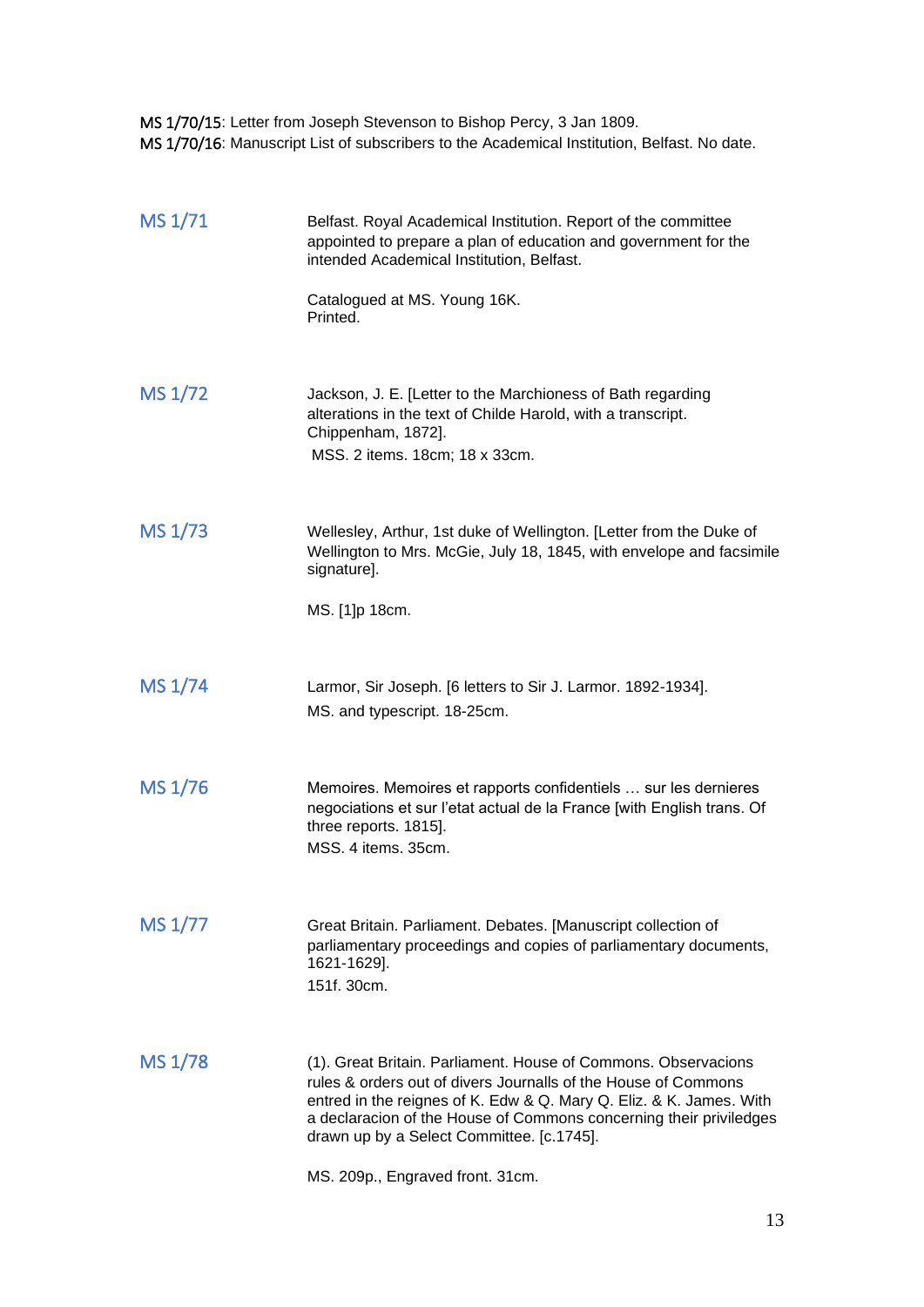MS 1/70/15: Letter from Joseph Stevenson to Bishop Percy, 3 Jan 1809.
MS 1/70/16: Manuscript List of subscribers to the Academical Institution, Belfast. No date.

**MS 1/71**

Belfast. Royal Academical Institution. Report of the committee appointed to prepare a plan of education and government for the intended Academical Institution, Belfast.

Catalogued at MS. Young 16K.
Printed.

**MS 1/72**

Jackson, J. E. [Letter to the Marchioness of Bath regarding alterations in the text of Childe Harold, with a transcript. Chippenham, 1872].
MSS. 2 items. 18cm; 18 x 33cm.

**MS 1/73**

Wellesley, Arthur, 1st duke of Wellington. [Letter from the Duke of Wellington to Mrs. McGie, July 18, 1845, with envelope and facsimile signature].

MS. [1]p 18cm.

**MS 1/74**

Larmor, Sir Joseph. [6 letters to Sir J. Larmor. 1892-1934].
MS. and typescript. 18-25cm.

**MS 1/76**

Memoires. Memoires et rapports confidentiels … sur les dernieres negociations et sur l'etat actual de la France [with English trans. Of three reports. 1815].
MSS. 4 items. 35cm.

**MS 1/77**

Great Britain. Parliament. Debates. [Manuscript collection of parliamentary proceedings and copies of parliamentary documents, 1621-1629].
151f. 30cm.

**MS 1/78**

(1). Great Britain. Parliament. House of Commons. Observacions rules & orders out of divers Journalls of the House of Commons entred in the reignes of K. Edw & Q. Mary Q. Eliz. & K. James. With a declaracion of the House of Commons concerning their priviledges drawn up by a Select Committee. [c.1745].

MS. 209p., Engraved front. 31cm.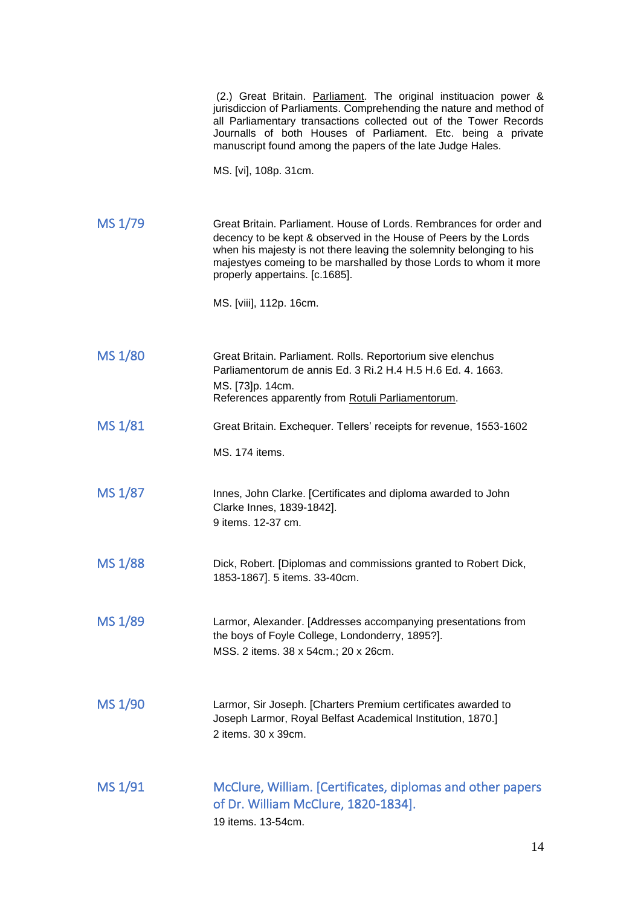(2.) Great Britain. Parliament. The original instituacion power & jurisdiccion of Parliaments. Comprehending the nature and method of all Parliamentary transactions collected out of the Tower Records Journalls of both Houses of Parliament. Etc. being a private manuscript found among the papers of the late Judge Hales.

MS. [vi], 108p. 31cm.

**MS 1/79**

Great Britain. Parliament. House of Lords. Rembrances for order and decency to be kept & observed in the House of Peers by the Lords when his majesty is not there leaving the solemnity belonging to his majestyes comeing to be marshalled by those Lords to whom it more properly appertains. [c.1685].

MS. [viii], 112p. 16cm.

**MS 1/80**

Great Britain. Parliament. Rolls. Reportorium sive elenchus Parliamentorum de annis Ed. 3 Ri.2 H.4 H.5 H.6 Ed. 4. 1663.
MS. [73]p. 14cm.
References apparently from Rotuli Parliamentorum.

**MS 1/81**

Great Britain. Exchequer. Tellers' receipts for revenue, 1553-1602

MS. 174 items.

**MS 1/87**

Innes, John Clarke. [Certificates and diploma awarded to John Clarke Innes, 1839-1842].
9 items. 12-37 cm.

**MS 1/88**

Dick, Robert. [Diplomas and commissions granted to Robert Dick, 1853-1867]. 5 items. 33-40cm.

**MS 1/89**

Larmor, Alexander. [Addresses accompanying presentations from the boys of Foyle College, Londonderry, 1895?].
MSS. 2 items. 38 x 54cm.; 20 x 26cm.

**MS 1/90**

Larmor, Sir Joseph. [Charters Premium certificates awarded to Joseph Larmor, Royal Belfast Academical Institution, 1870.]
2 items. 30 x 39cm.

**MS 1/91**

McClure, William. [Certificates, diplomas and other papers of Dr. William McClure, 1820-1834].
19 items. 13-54cm.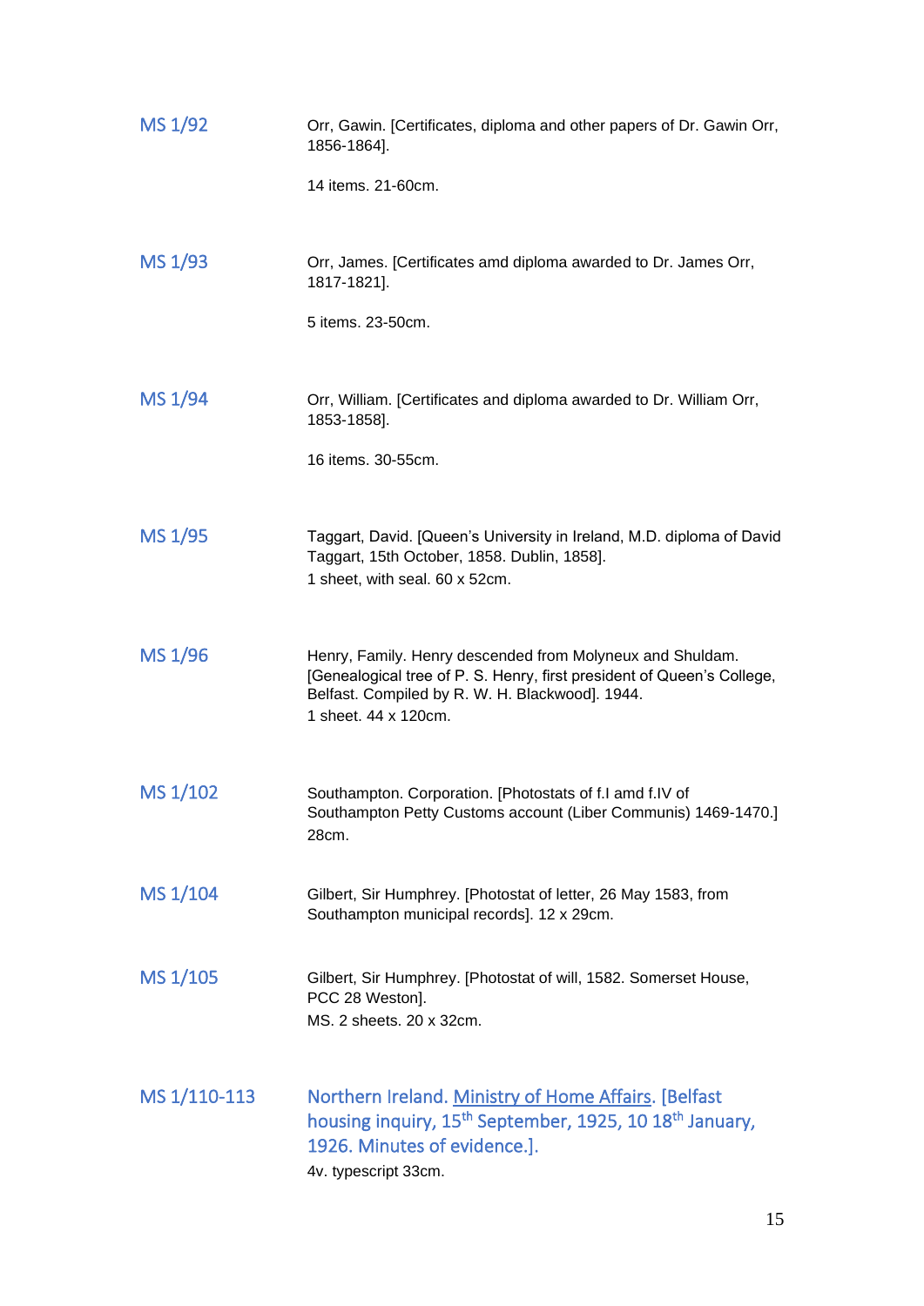MS 1/92 | Orr, Gawin. [Certificates, diploma and other papers of Dr. Gawin Orr, 1856-1864].

14 items. 21-60cm.

MS 1/93 | Orr, James. [Certificates amd diploma awarded to Dr. James Orr, 1817-1821].

5 items. 23-50cm.

MS 1/94 | Orr, William. [Certificates and diploma awarded to Dr. William Orr, 1853-1858].

16 items. 30-55cm.

MS 1/95 | Taggart, David. [Queen's University in Ireland, M.D. diploma of David Taggart, 15th October, 1858. Dublin, 1858].
1 sheet, with seal. 60 x 52cm.

MS 1/96 | Henry, Family. Henry descended from Molyneux and Shuldam. [Genealogical tree of P. S. Henry, first president of Queen's College, Belfast. Compiled by R. W. H. Blackwood]. 1944.
1 sheet. 44 x 120cm.

MS 1/102 | Southampton. Corporation. [Photostats of f.I amd f.IV of Southampton Petty Customs account (Liber Communis) 1469-1470.]
28cm.

MS 1/104 | Gilbert, Sir Humphrey. [Photostat of letter, 26 May 1583, from Southampton municipal records]. 12 x 29cm.

MS 1/105 | Gilbert, Sir Humphrey. [Photostat of will, 1582. Somerset House, PCC 28 Weston].
MS. 2 sheets. 20 x 32cm.

MS 1/110-113 | Northern Ireland. Ministry of Home Affairs. [Belfast housing inquiry, 15th September, 1925, 10 18th January, 1926. Minutes of evidence.].
4v. typescript 33cm.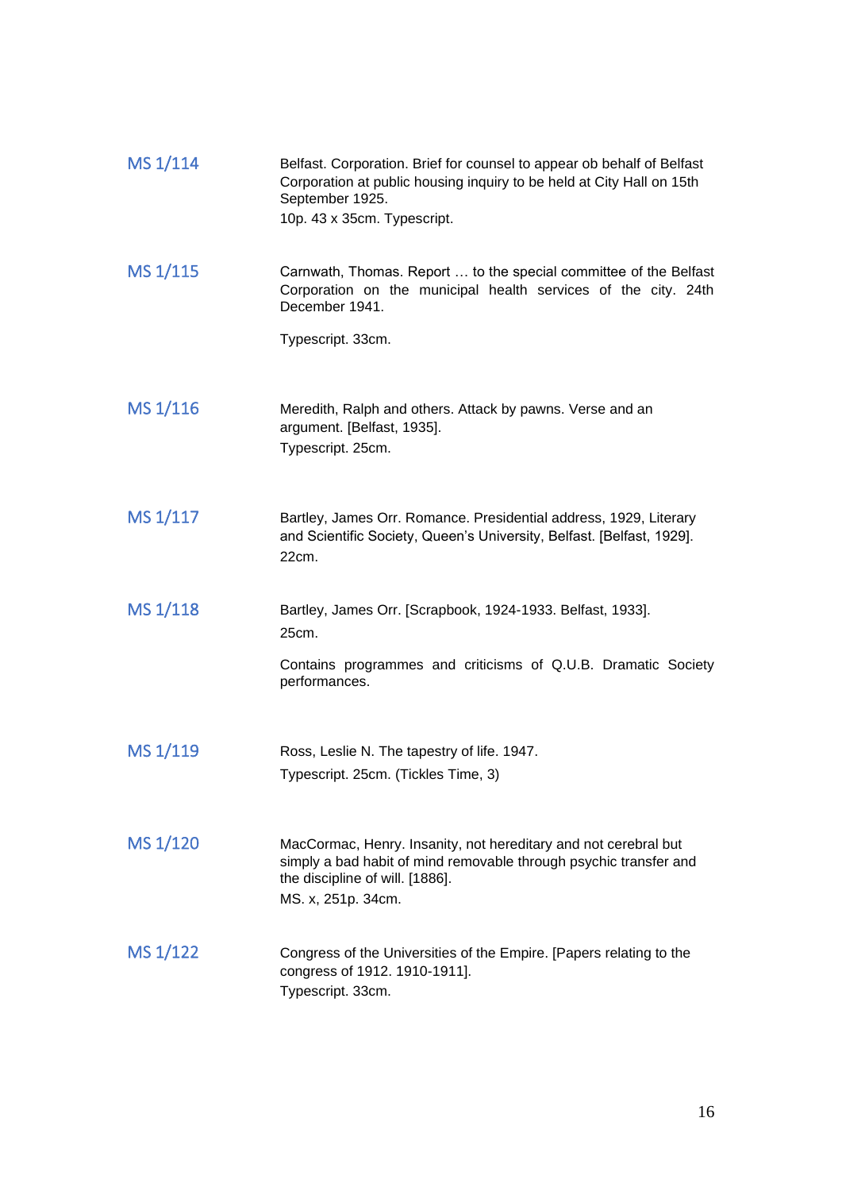MS 1/114

Belfast. Corporation. Brief for counsel to appear ob behalf of Belfast Corporation at public housing inquiry to be held at City Hall on 15th September 1925.
10p. 43 x 35cm. Typescript.

MS 1/115

Carnwath, Thomas. Report … to the special committee of the Belfast Corporation on the municipal health services of the city. 24th December 1941.

Typescript. 33cm.

MS 1/116

Meredith, Ralph and others. Attack by pawns. Verse and an argument. [Belfast, 1935].
Typescript. 25cm.

MS 1/117

Bartley, James Orr. Romance. Presidential address, 1929, Literary and Scientific Society, Queen's University, Belfast. [Belfast, 1929].
22cm.

MS 1/118

Bartley, James Orr. [Scrapbook, 1924-1933. Belfast, 1933].
25cm.

Contains programmes and criticisms of Q.U.B. Dramatic Society performances.

MS 1/119

Ross, Leslie N. The tapestry of life. 1947.
Typescript. 25cm. (Tickles Time, 3)

MS 1/120

MacCormac, Henry. Insanity, not hereditary and not cerebral but simply a bad habit of mind removable through psychic transfer and the discipline of will. [1886].
MS. x, 251p. 34cm.

MS 1/122

Congress of the Universities of the Empire. [Papers relating to the congress of 1912. 1910-1911].
Typescript. 33cm.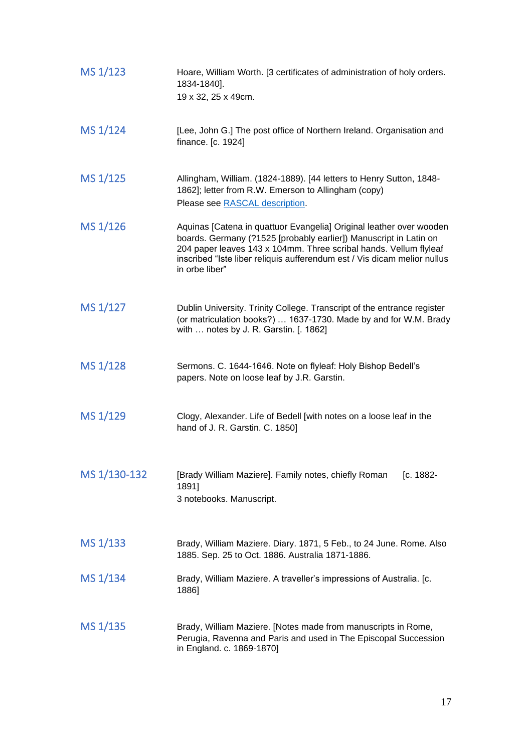**MS 1/123**

Hoare, William Worth. [3 certificates of administration of holy orders. 1834-1840].
19 x 32, 25 x 49cm.

**MS 1/124**

[Lee, John G.] The post office of Northern Ireland. Organisation and finance. [c. 1924]

**MS 1/125**

Allingham, William. (1824-1889). [44 letters to Henry Sutton, 1848-1862]; letter from R.W. Emerson to Allingham (copy)
Please see RASCAL description.

**MS 1/126**

Aquinas [Catena in quattuor Evangelia] Original leather over wooden boards. Germany (?1525 [probably earlier]) Manuscript in Latin on 204 paper leaves 143 x 104mm. Three scribal hands. Vellum flyleaf inscribed "Iste liber reliquis aufferendum est / Vis dicam melior nullus in orbe liber"

**MS 1/127**

Dublin University. Trinity College. Transcript of the entrance register (or matriculation books?) … 1637-1730. Made by and for W.M. Brady with … notes by J. R. Garstin. [. 1862]

**MS 1/128**

Sermons. C. 1644-1646. Note on flyleaf: Holy Bishop Bedell's papers. Note on loose leaf by J.R. Garstin.

**MS 1/129**

Clogy, Alexander. Life of Bedell [with notes on a loose leaf in the hand of J. R. Garstin. C. 1850]

**MS 1/130-132**

[Brady William Maziere]. Family notes, chiefly Roman [c. 1882-1891]
3 notebooks. Manuscript.

**MS 1/133**

Brady, William Maziere. Diary. 1871, 5 Feb., to 24 June. Rome. Also 1885. Sep. 25 to Oct. 1886. Australia 1871-1886.

**MS 1/134**

Brady, William Maziere. A traveller's impressions of Australia. [c. 1886]

**MS 1/135**

Brady, William Maziere. [Notes made from manuscripts in Rome, Perugia, Ravenna and Paris and used in The Episcopal Succession in England. c. 1869-1870]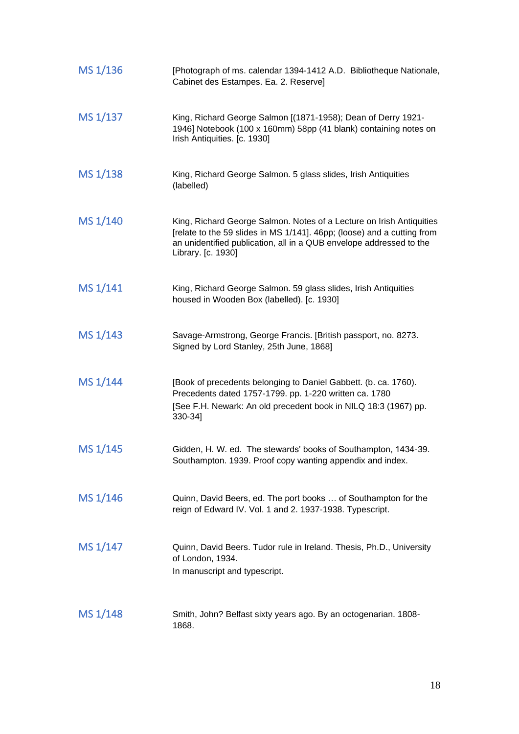**MS 1/136**

[Photograph of ms. calendar 1394-1412 A.D. Bibliotheque Nationale, Cabinet des Estampes. Ea. 2. Reserve]

**MS 1/137**

King, Richard George Salmon [(1871-1958); Dean of Derry 1921-1946] Notebook (100 x 160mm) 58pp (41 blank) containing notes on Irish Antiquities. [c. 1930]

**MS 1/138**

King, Richard George Salmon. 5 glass slides, Irish Antiquities (labelled)

**MS 1/140**

King, Richard George Salmon. Notes of a Lecture on Irish Antiquities [relate to the 59 slides in MS 1/141]. 46pp; (loose) and a cutting from an unidentified publication, all in a QUB envelope addressed to the Library. [c. 1930]

**MS 1/141**

King, Richard George Salmon. 59 glass slides, Irish Antiquities housed in Wooden Box (labelled). [c. 1930]

**MS 1/143**

Savage-Armstrong, George Francis. [British passport, no. 8273. Signed by Lord Stanley, 25th June, 1868]

**MS 1/144**

[Book of precedents belonging to Daniel Gabbett. (b. ca. 1760). Precedents dated 1757-1799. pp. 1-220 written ca. 1780
[See F.H. Newark: An old precedent book in NILQ 18:3 (1967) pp. 330-34]

**MS 1/145**

Gidden, H. W. ed. The stewards' books of Southampton, 1434-39. Southampton. 1939. Proof copy wanting appendix and index.

**MS 1/146**

Quinn, David Beers, ed. The port books … of Southampton for the reign of Edward IV. Vol. 1 and 2. 1937-1938. Typescript.

**MS 1/147**

Quinn, David Beers. Tudor rule in Ireland. Thesis, Ph.D., University of London, 1934.
In manuscript and typescript.

**MS 1/148**

Smith, John? Belfast sixty years ago. By an octogenarian. 1808-1868.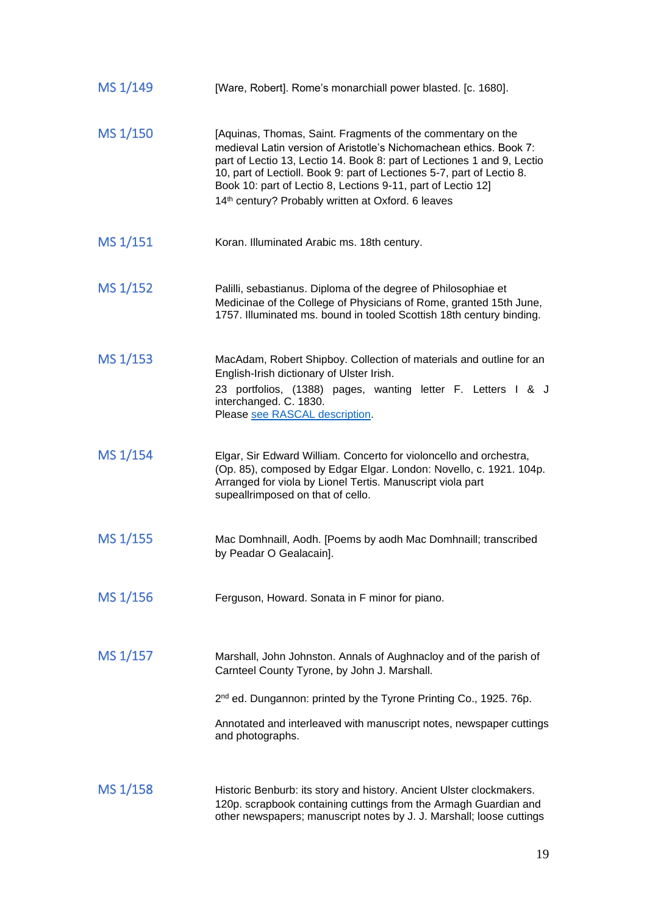| | |
|---|---|
| MS 1/149 | [Ware, Robert]. Rome's monarchiall power blasted. [c. 1680]. |
| MS 1/150 | [Aquinas, Thomas, Saint. Fragments of the commentary on the medieval Latin version of Aristotle's Nichomachean ethics. Book 7: part of Lectio 13, Lectio 14. Book 8: part of Lectiones 1 and 9, Lectio 10, part of Lectioll. Book 9: part of Lectiones 5-7, part of Lectio 8. Book 10: part of Lectio 8, Lections 9-11, part of Lectio 12] 14th century? Probably written at Oxford. 6 leaves |
| MS 1/151 | Koran. Illuminated Arabic ms. 18th century. |
| MS 1/152 | Palilli, sebastianus. Diploma of the degree of Philosophiae et Medicinae of the College of Physicians of Rome, granted 15th June, 1757. Illuminated ms. bound in tooled Scottish 18th century binding. |
| MS 1/153 | MacAdam, Robert Shipboy. Collection of materials and outline for an English-Irish dictionary of Ulster Irish. 23 portfolios, (1388) pages, wanting letter F. Letters I & J interchanged. C. 1830. Please see RASCAL description. |
| MS 1/154 | Elgar, Sir Edward William. Concerto for violoncello and orchestra, (Op. 85), composed by Edgar Elgar. London: Novello, c. 1921. 104p. Arranged for viola by Lionel Tertis. Manuscript viola part supeallrimposed on that of cello. |
| MS 1/155 | Mac Domhnaill, Aodh. [Poems by aodh Mac Domhnaill; transcribed by Peadar O Gealacain]. |
| MS 1/156 | Ferguson, Howard. Sonata in F minor for piano. |
| MS 1/157 | Marshall, John Johnston. Annals of Aughnacloy and of the parish of Carnteel County Tyrone, by John J. Marshall. 2nd ed. Dungannon: printed by the Tyrone Printing Co., 1925. 76p. Annotated and interleaved with manuscript notes, newspaper cuttings and photographs. |
| MS 1/158 | Historic Benburb: its story and history. Ancient Ulster clockmakers. 120p. scrapbook containing cuttings from the Armagh Guardian and other newspapers; manuscript notes by J. J. Marshall; loose cuttings |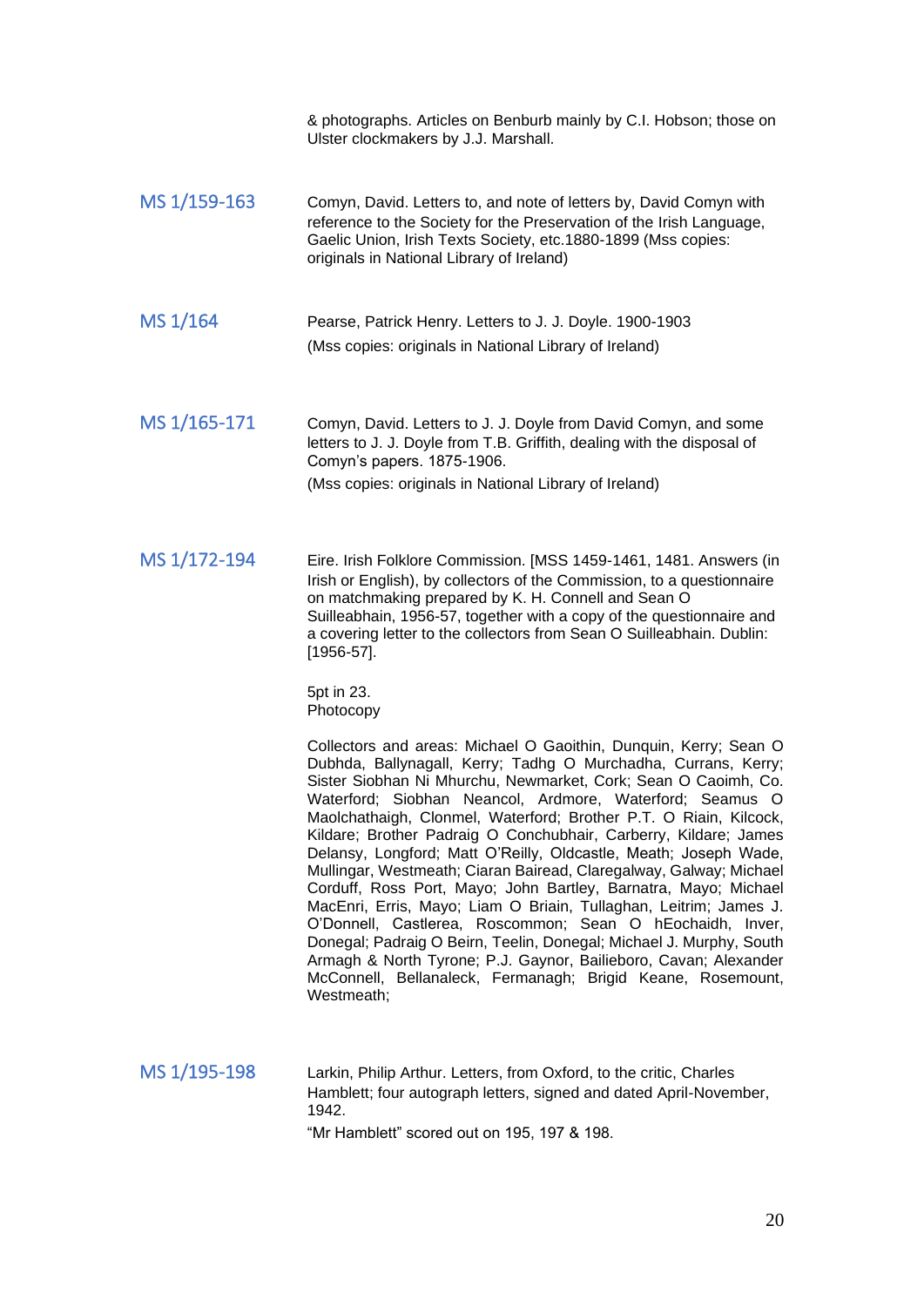& photographs. Articles on Benburb mainly by C.I. Hobson; those on Ulster clockmakers by J.J. Marshall.

**MS 1/159-163**

Comyn, David. Letters to, and note of letters by, David Comyn with reference to the Society for the Preservation of the Irish Language, Gaelic Union, Irish Texts Society, etc.1880-1899 (Mss copies: originals in National Library of Ireland)

**MS 1/164**

Pearse, Patrick Henry. Letters to J. J. Doyle. 1900-1903

(Mss copies: originals in National Library of Ireland)

**MS 1/165-171**

Comyn, David. Letters to J. J. Doyle from David Comyn, and some letters to J. J. Doyle from T.B. Griffith, dealing with the disposal of Comyn's papers. 1875-1906.

(Mss copies: originals in National Library of Ireland)

**MS 1/172-194**

Eire. Irish Folklore Commission. [MSS 1459-1461, 1481. Answers (in Irish or English), by collectors of the Commission, to a questionnaire on matchmaking prepared by K. H. Connell and Sean O Suilleabhain, 1956-57, together with a copy of the questionnaire and a covering letter to the collectors from Sean O Suilleabhain. Dublin: [1956-57].

5pt in 23.
Photocopy

Collectors and areas: Michael O Gaoithin, Dunquin, Kerry; Sean O Dubhda, Ballynagall, Kerry; Tadhg O Murchadha, Currans, Kerry; Sister Siobhan Ni Mhurchu, Newmarket, Cork; Sean O Caoimh, Co. Waterford; Siobhan Neancol, Ardmore, Waterford; Seamus O Maolchathaigh, Clonmel, Waterford; Brother P.T. O Riain, Kilcock, Kildare; Brother Padraig O Conchubhair, Carberry, Kildare; James Delansy, Longford; Matt O'Reilly, Oldcastle, Meath; Joseph Wade, Mullingar, Westmeath; Ciaran Bairead, Claregalway, Galway; Michael Corduff, Ross Port, Mayo; John Bartley, Barnatra, Mayo; Michael MacEnri, Erris, Mayo; Liam O Briain, Tullaghan, Leitrim; James J. O'Donnell, Castlerea, Roscommon; Sean O hEochaidh, Inver, Donegal; Padraig O Beirn, Teelin, Donegal; Michael J. Murphy, South Armagh & North Tyrone; P.J. Gaynor, Bailieboro, Cavan; Alexander McConnell, Bellanaleck, Fermanagh; Brigid Keane, Rosemount, Westmeath;

**MS 1/195-198**

Larkin, Philip Arthur. Letters, from Oxford, to the critic, Charles Hamblett; four autograph letters, signed and dated April-November, 1942.

"Mr Hamblett" scored out on 195, 197 & 198.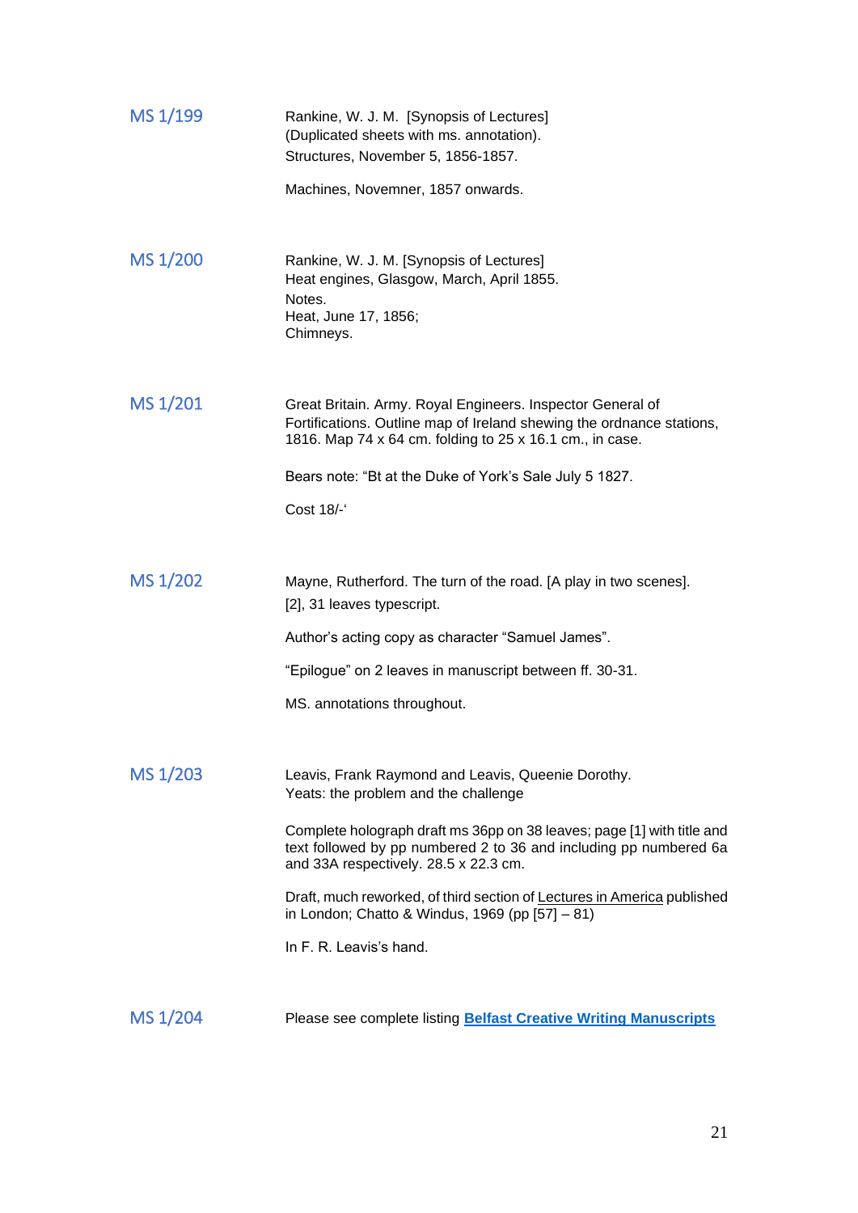**MS 1/199**

Rankine, W. J. M. [Synopsis of Lectures]
(Duplicated sheets with ms. annotation).
Structures, November 5, 1856-1857.

Machines, Novemner, 1857 onwards.

**MS 1/200**

Rankine, W. J. M. [Synopsis of Lectures]
Heat engines, Glasgow, March, April 1855.
Notes.
Heat, June 17, 1856;
Chimneys.

**MS 1/201**

Great Britain. Army. Royal Engineers. Inspector General of Fortifications. Outline map of Ireland shewing the ordnance stations, 1816. Map 74 x 64 cm. folding to 25 x 16.1 cm., in case.

Bears note: "Bt at the Duke of York's Sale July 5 1827.

Cost 18/-'

**MS 1/202**

Mayne, Rutherford. The turn of the road. [A play in two scenes].
[2], 31 leaves typescript.

Author's acting copy as character "Samuel James".

"Epilogue" on 2 leaves in manuscript between ff. 30-31.

MS. annotations throughout.

**MS 1/203**

Leavis, Frank Raymond and Leavis, Queenie Dorothy.
Yeats: the problem and the challenge

Complete holograph draft ms 36pp on 38 leaves; page [1] with title and text followed by pp numbered 2 to 36 and including pp numbered 6a and 33A respectively. 28.5 x 22.3 cm.

Draft, much reworked, of third section of Lectures in America published in London; Chatto & Windus, 1969 (pp [57] – 81)

In F. R. Leavis's hand.

**MS 1/204**

Please see complete listing **Belfast Creative Writing Manuscripts**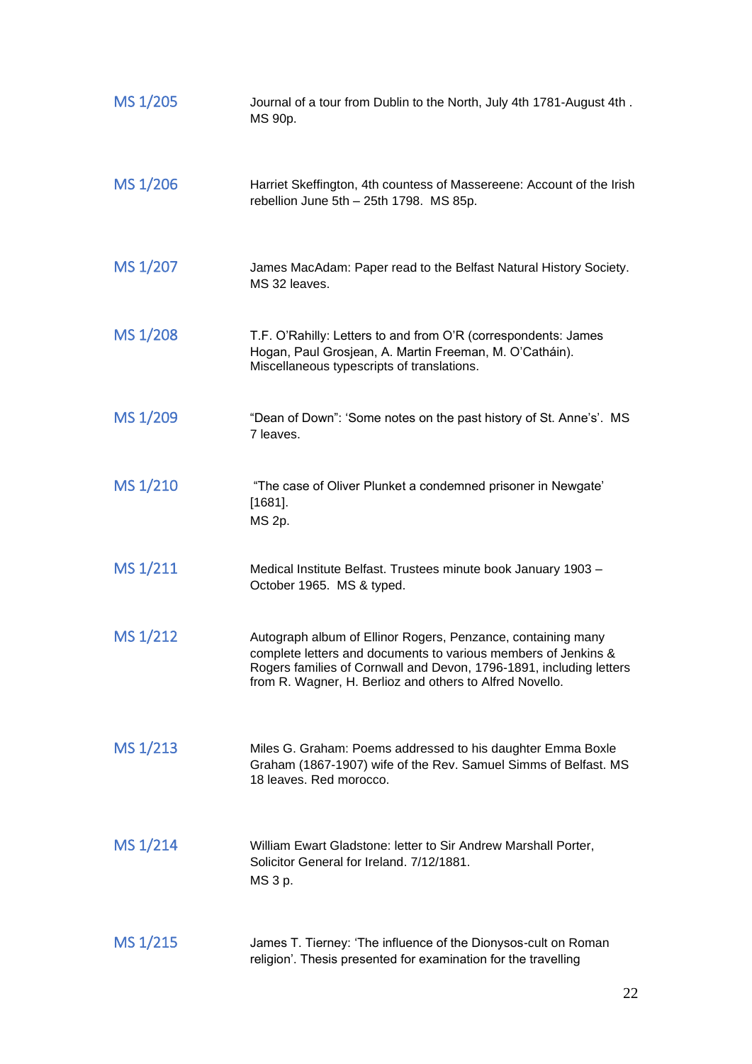| | |
|---|---|
| MS 1/205 | Journal of a tour from Dublin to the North, July 4th 1781-August 4th . MS 90p. |
| MS 1/206 | Harriet Skeffington, 4th countess of Massereene: Account of the Irish rebellion June 5th – 25th 1798. MS 85p. |
| MS 1/207 | James MacAdam: Paper read to the Belfast Natural History Society. MS 32 leaves. |
| MS 1/208 | T.F. O'Rahilly: Letters to and from O'R (correspondents: James Hogan, Paul Grosjean, A. Martin Freeman, M. O'Catháin). Miscellaneous typescripts of translations. |
| MS 1/209 | "Dean of Down": 'Some notes on the past history of St. Anne's'. MS 7 leaves. |
| MS 1/210 | "The case of Oliver Plunket a condemned prisoner in Newgate' [1681]. MS 2p. |
| MS 1/211 | Medical Institute Belfast. Trustees minute book January 1903 – October 1965. MS & typed. |
| MS 1/212 | Autograph album of Ellinor Rogers, Penzance, containing many complete letters and documents to various members of Jenkins & Rogers families of Cornwall and Devon, 1796-1891, including letters from R. Wagner, H. Berlioz and others to Alfred Novello. |
| MS 1/213 | Miles G. Graham: Poems addressed to his daughter Emma Boxle Graham (1867-1907) wife of the Rev. Samuel Simms of Belfast. MS 18 leaves. Red morocco. |
| MS 1/214 | William Ewart Gladstone: letter to Sir Andrew Marshall Porter, Solicitor General for Ireland. 7/12/1881. MS 3 p. |
| MS 1/215 | James T. Tierney: 'The influence of the Dionysos-cult on Roman religion'. Thesis presented for examination for the travelling |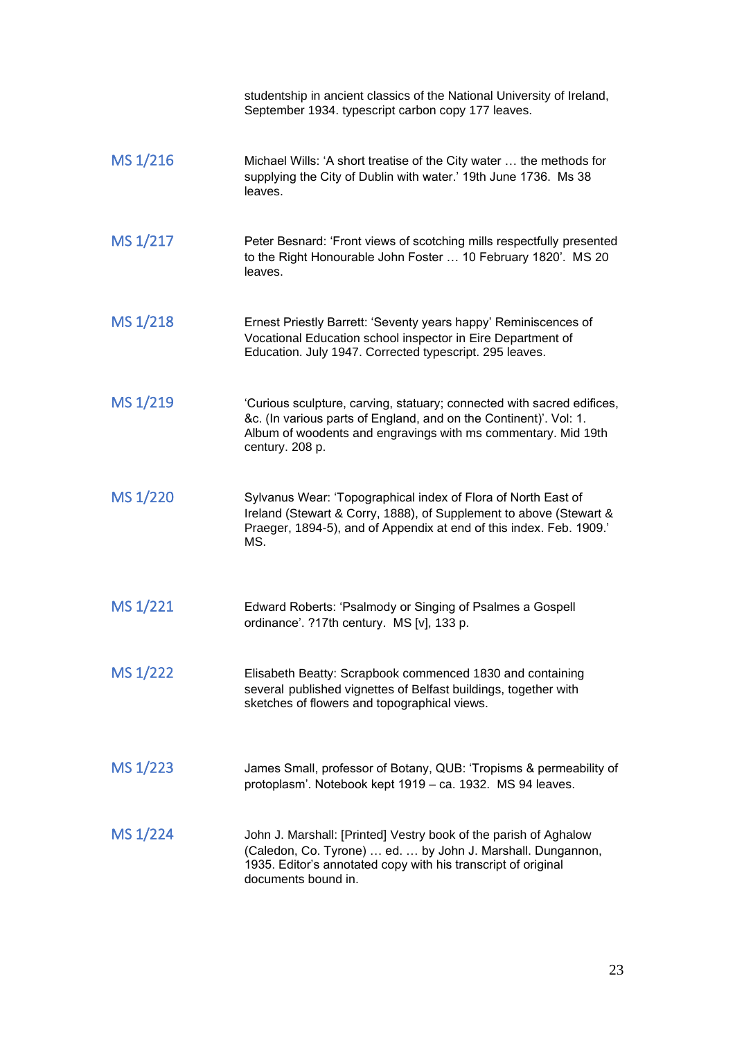studentship in ancient classics of the National University of Ireland, September 1934. typescript carbon copy 177 leaves.

| | |
|---|---|
| MS 1/216 | Michael Wills: 'A short treatise of the City water … the methods for supplying the City of Dublin with water.' 19th June 1736. Ms 38 leaves. |
| MS 1/217 | Peter Besnard: 'Front views of scotching mills respectfully presented to the Right Honourable John Foster … 10 February 1820'. MS 20 leaves. |
| MS 1/218 | Ernest Priestly Barrett: 'Seventy years happy' Reminiscences of Vocational Education school inspector in Eire Department of Education. July 1947. Corrected typescript. 295 leaves. |
| MS 1/219 | 'Curious sculpture, carving, statuary; connected with sacred edifices, &c. (In various parts of England, and on the Continent)'. Vol: 1. Album of woodents and engravings with ms commentary. Mid 19th century. 208 p. |
| MS 1/220 | Sylvanus Wear: 'Topographical index of Flora of North East of Ireland (Stewart & Corry, 1888), of Supplement to above (Stewart & Praeger, 1894-5), and of Appendix at end of this index. Feb. 1909.' MS. |
| MS 1/221 | Edward Roberts: 'Psalmody or Singing of Psalmes a Gospell ordinance'. ?17th century. MS [v], 133 p. |
| MS 1/222 | Elisabeth Beatty: Scrapbook commenced 1830 and containing several published vignettes of Belfast buildings, together with sketches of flowers and topographical views. |
| MS 1/223 | James Small, professor of Botany, QUB: 'Tropisms & permeability of protoplasm'. Notebook kept 1919 – ca. 1932. MS 94 leaves. |
| MS 1/224 | John J. Marshall: [Printed] Vestry book of the parish of Aghalow (Caledon, Co. Tyrone) … ed. … by John J. Marshall. Dungannon, 1935. Editor's annotated copy with his transcript of original documents bound in. |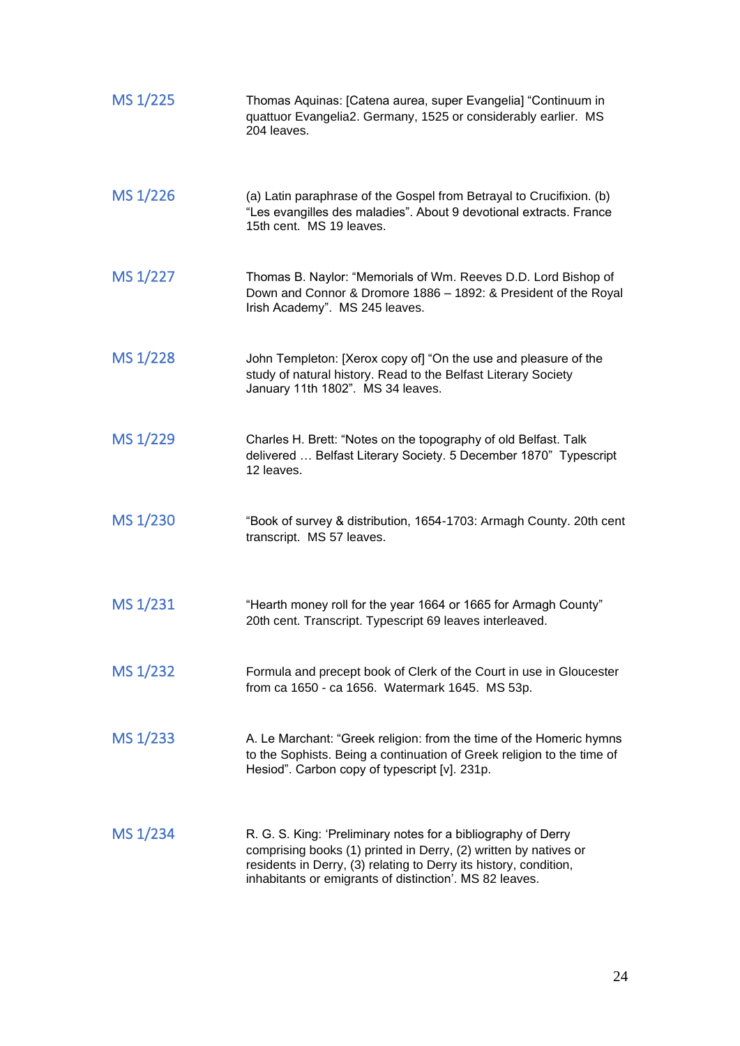MS 1/225 — Thomas Aquinas: [Catena aurea, super Evangelia] “Continuum in quattuor Evangelia2. Germany, 1525 or considerably earlier. MS 204 leaves.

MS 1/226 — (a) Latin paraphrase of the Gospel from Betrayal to Crucifixion. (b) “Les evangilles des maladies”. About 9 devotional extracts. France 15th cent. MS 19 leaves.

MS 1/227 — Thomas B. Naylor: “Memorials of Wm. Reeves D.D. Lord Bishop of Down and Connor & Dromore 1886 – 1892: & President of the Royal Irish Academy”. MS 245 leaves.

MS 1/228 — John Templeton: [Xerox copy of] “On the use and pleasure of the study of natural history. Read to the Belfast Literary Society January 11th 1802”. MS 34 leaves.

MS 1/229 — Charles H. Brett: “Notes on the topography of old Belfast. Talk delivered … Belfast Literary Society. 5 December 1870” Typescript 12 leaves.

MS 1/230 — “Book of survey & distribution, 1654-1703: Armagh County. 20th cent transcript. MS 57 leaves.

MS 1/231 — “Hearth money roll for the year 1664 or 1665 for Armagh County” 20th cent. Transcript. Typescript 69 leaves interleaved.

MS 1/232 — Formula and precept book of Clerk of the Court in use in Gloucester from ca 1650 - ca 1656. Watermark 1645. MS 53p.

MS 1/233 — A. Le Marchant: “Greek religion: from the time of the Homeric hymns to the Sophists. Being a continuation of Greek religion to the time of Hesiod”. Carbon copy of typescript [v]. 231p.

MS 1/234 — R. G. S. King: ‘Preliminary notes for a bibliography of Derry comprising books (1) printed in Derry, (2) written by natives or residents in Derry, (3) relating to Derry its history, condition, inhabitants or emigrants of distinction’. MS 82 leaves.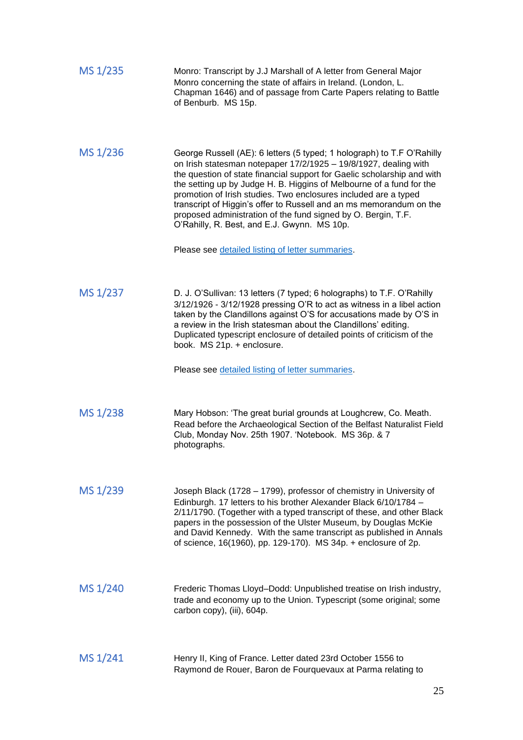**MS 1/235**

Monro: Transcript by J.J Marshall of A letter from General Major Monro concerning the state of affairs in Ireland. (London, L. Chapman 1646) and of passage from Carte Papers relating to Battle of Benburb. MS 15p.

**MS 1/236**

George Russell (AE): 6 letters (5 typed; 1 holograph) to T.F O'Rahilly on Irish statesman notepaper 17/2/1925 – 19/8/1927, dealing with the question of state financial support for Gaelic scholarship and with the setting up by Judge H. B. Higgins of Melbourne of a fund for the promotion of Irish studies. Two enclosures included are a typed transcript of Higgin's offer to Russell and an ms memorandum on the proposed administration of the fund signed by O. Bergin, T.F. O'Rahilly, R. Best, and E.J. Gwynn. MS 10p.

Please see detailed listing of letter summaries.

**MS 1/237**

D. J. O'Sullivan: 13 letters (7 typed; 6 holographs) to T.F. O'Rahilly 3/12/1926 - 3/12/1928 pressing O'R to act as witness in a libel action taken by the Clandillons against O'S for accusations made by O'S in a review in the Irish statesman about the Clandillons' editing. Duplicated typescript enclosure of detailed points of criticism of the book. MS 21p. + enclosure.

Please see detailed listing of letter summaries.

**MS 1/238**

Mary Hobson: 'The great burial grounds at Loughcrew, Co. Meath. Read before the Archaeological Section of the Belfast Naturalist Field Club, Monday Nov. 25th 1907. 'Notebook. MS 36p. & 7 photographs.

**MS 1/239**

Joseph Black (1728 – 1799), professor of chemistry in University of Edinburgh. 17 letters to his brother Alexander Black 6/10/1784 – 2/11/1790. (Together with a typed transcript of these, and other Black papers in the possession of the Ulster Museum, by Douglas McKie and David Kennedy. With the same transcript as published in Annals of science, 16(1960), pp. 129-170). MS 34p. + enclosure of 2p.

**MS 1/240**

Frederic Thomas Lloyd–Dodd: Unpublished treatise on Irish industry, trade and economy up to the Union. Typescript (some original; some carbon copy), (iii), 604p.

**MS 1/241**

Henry II, King of France. Letter dated 23rd October 1556 to Raymond de Rouer, Baron de Fourquevaux at Parma relating to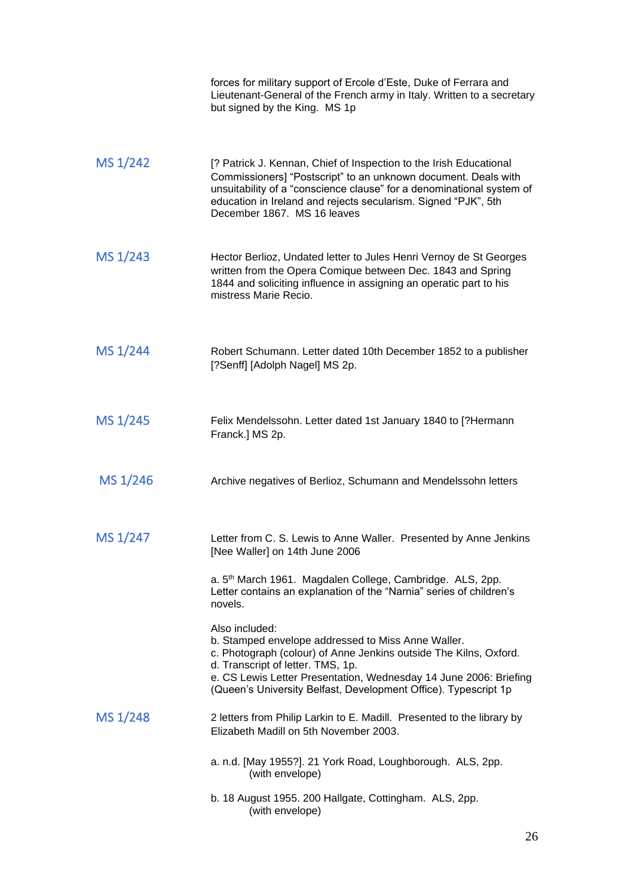forces for military support of Ercole d'Este, Duke of Ferrara and Lieutenant-General of the French army in Italy. Written to a secretary but signed by the King. MS 1p

**MS 1/242**

[? Patrick J. Kennan, Chief of Inspection to the Irish Educational Commissioners] "Postscript" to an unknown document. Deals with unsuitability of a "conscience clause" for a denominational system of education in Ireland and rejects secularism. Signed "PJK", 5th December 1867. MS 16 leaves

**MS 1/243**

Hector Berlioz, Undated letter to Jules Henri Vernoy de St Georges written from the Opera Comique between Dec. 1843 and Spring 1844 and soliciting influence in assigning an operatic part to his mistress Marie Recio.

**MS 1/244**

Robert Schumann. Letter dated 10th December 1852 to a publisher [?Senff] [Adolph Nagel] MS 2p.

**MS 1/245**

Felix Mendelssohn. Letter dated 1st January 1840 to [?Hermann Franck.] MS 2p.

**MS 1/246**

Archive negatives of Berlioz, Schumann and Mendelssohn letters

**MS 1/247**

Letter from C. S. Lewis to Anne Waller. Presented by Anne Jenkins [Nee Waller] on 14th June 2006

a. 5th March 1961. Magdalen College, Cambridge. ALS, 2pp. Letter contains an explanation of the "Narnia" series of children's novels.

Also included:
b. Stamped envelope addressed to Miss Anne Waller.
c. Photograph (colour) of Anne Jenkins outside The Kilns, Oxford.
d. Transcript of letter. TMS, 1p.
e. CS Lewis Letter Presentation, Wednesday 14 June 2006: Briefing (Queen's University Belfast, Development Office). Typescript 1p

**MS 1/248**

2 letters from Philip Larkin to E. Madill. Presented to the library by Elizabeth Madill on 5th November 2003.

a. n.d. [May 1955?]. 21 York Road, Loughborough. ALS, 2pp. (with envelope)

b. 18 August 1955. 200 Hallgate, Cottingham. ALS, 2pp. (with envelope)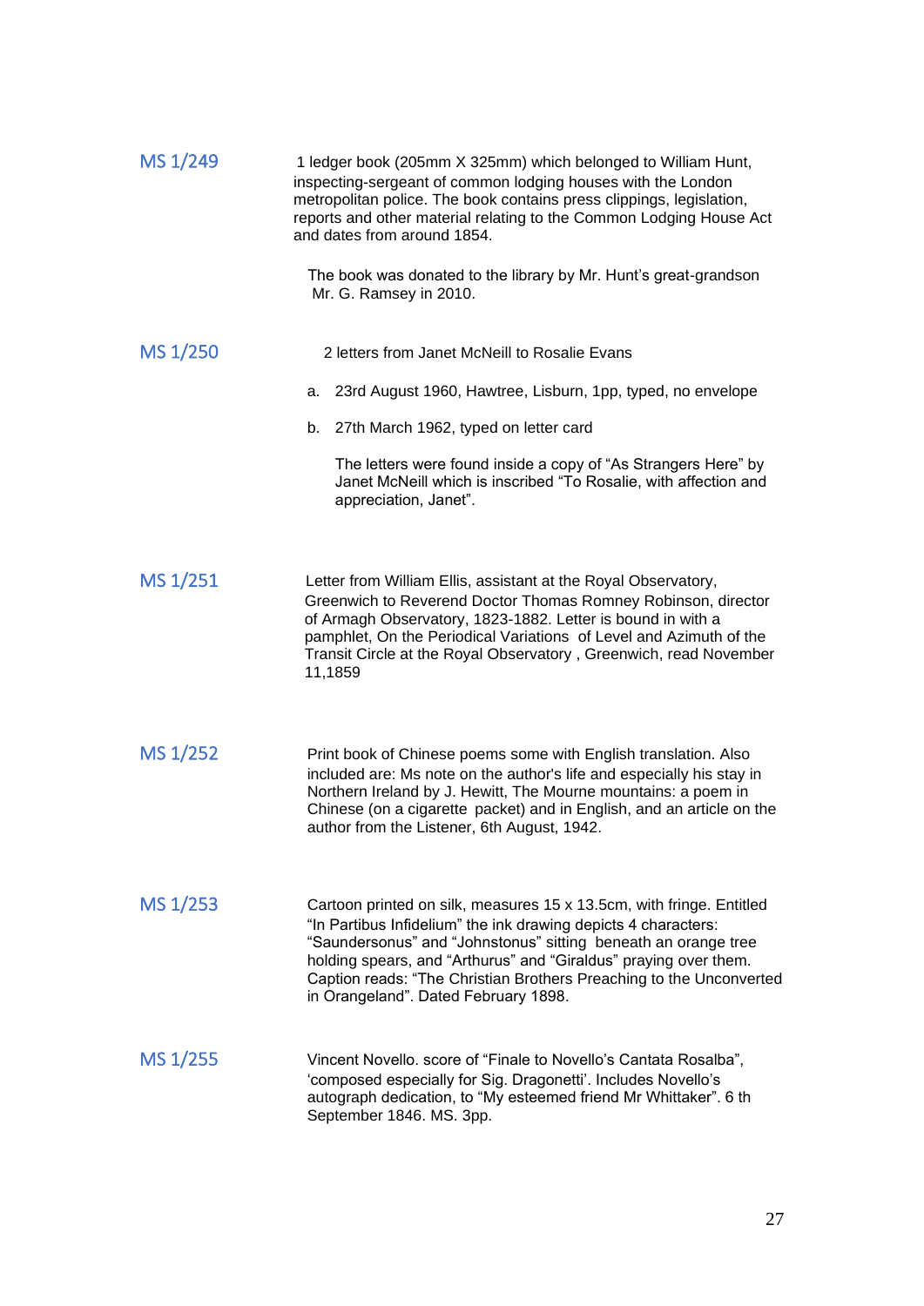**MS 1/249**

1 ledger book (205mm X 325mm) which belonged to William Hunt, inspecting-sergeant of common lodging houses with the London metropolitan police. The book contains press clippings, legislation, reports and other material relating to the Common Lodging House Act and dates from around 1854.

The book was donated to the library by Mr. Hunt's great-grandson Mr. G. Ramsey in 2010.

**MS 1/250**

2 letters from Janet McNeill to Rosalie Evans

a. 23rd August 1960, Hawtree, Lisburn, 1pp, typed, no envelope

b. 27th March 1962, typed on letter card

The letters were found inside a copy of "As Strangers Here" by Janet McNeill which is inscribed "To Rosalie, with affection and appreciation, Janet".

**MS 1/251**

Letter from William Ellis, assistant at the Royal Observatory, Greenwich to Reverend Doctor Thomas Romney Robinson, director of Armagh Observatory, 1823-1882. Letter is bound in with a pamphlet, On the Periodical Variations of Level and Azimuth of the Transit Circle at the Royal Observatory , Greenwich, read November 11,1859

**MS 1/252**

Print book of Chinese poems some with English translation. Also included are: Ms note on the author's life and especially his stay in Northern Ireland by J. Hewitt, The Mourne mountains: a poem in Chinese (on a cigarette packet) and in English, and an article on the author from the Listener, 6th August, 1942.

**MS 1/253**

Cartoon printed on silk, measures 15 x 13.5cm, with fringe. Entitled "In Partibus Infidelium" the ink drawing depicts 4 characters: "Saundersonus" and "Johnstonus" sitting beneath an orange tree holding spears, and "Arthurus" and "Giraldus" praying over them. Caption reads: "The Christian Brothers Preaching to the Unconverted in Orangeland". Dated February 1898.

**MS 1/255**

Vincent Novello. score of "Finale to Novello's Cantata Rosalba", 'composed especially for Sig. Dragonetti'. Includes Novello's autograph dedication, to "My esteemed friend Mr Whittaker". 6 th September 1846. MS. 3pp.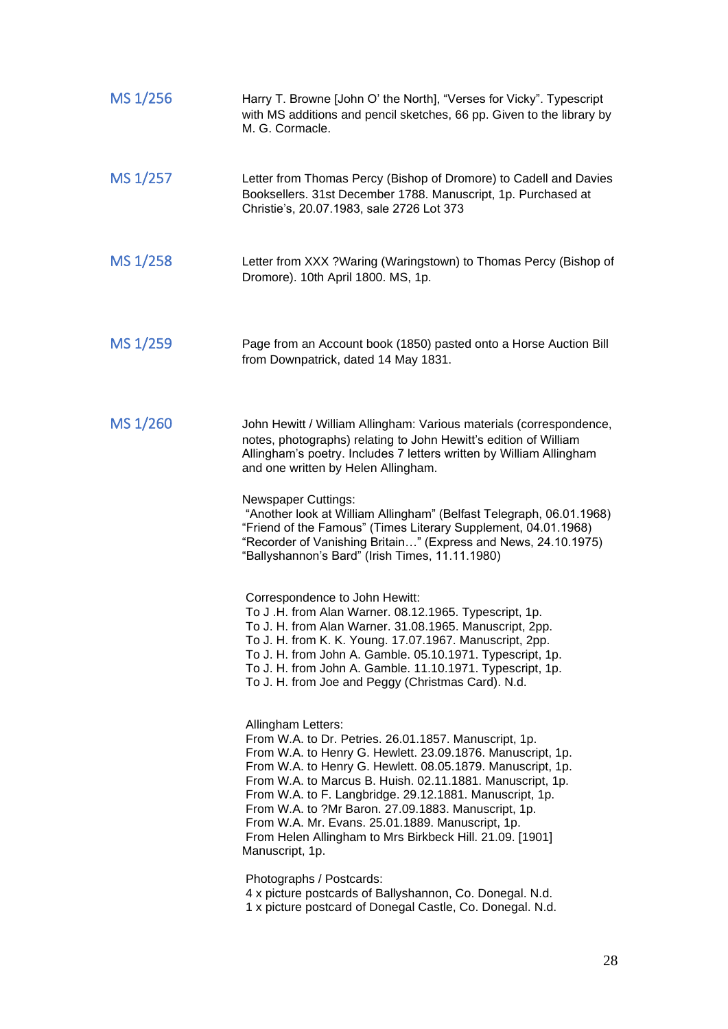**MS 1/256**

Harry T. Browne [John O' the North], "Verses for Vicky". Typescript with MS additions and pencil sketches, 66 pp. Given to the library by M. G. Cormacle.

**MS 1/257**

Letter from Thomas Percy (Bishop of Dromore) to Cadell and Davies Booksellers. 31st December 1788. Manuscript, 1p. Purchased at Christie's, 20.07.1983, sale 2726 Lot 373

**MS 1/258**

Letter from XXX ?Waring (Waringstown) to Thomas Percy (Bishop of Dromore). 10th April 1800. MS, 1p.

**MS 1/259**

Page from an Account book (1850) pasted onto a Horse Auction Bill from Downpatrick, dated 14 May 1831.

**MS 1/260**

John Hewitt / William Allingham: Various materials (correspondence, notes, photographs) relating to John Hewitt's edition of William Allingham's poetry. Includes 7 letters written by William Allingham and one written by Helen Allingham.

Newspaper Cuttings:
"Another look at William Allingham" (Belfast Telegraph, 06.01.1968)
"Friend of the Famous" (Times Literary Supplement, 04.01.1968)
"Recorder of Vanishing Britain…" (Express and News, 24.10.1975)
"Ballyshannon's Bard" (Irish Times, 11.11.1980)

Correspondence to John Hewitt:
To J .H. from Alan Warner. 08.12.1965. Typescript, 1p.
To J. H. from Alan Warner. 31.08.1965. Manuscript, 2pp.
To J. H. from K. K. Young. 17.07.1967. Manuscript, 2pp.
To J. H. from John A. Gamble. 05.10.1971. Typescript, 1p.
To J. H. from John A. Gamble. 11.10.1971. Typescript, 1p.
To J. H. from Joe and Peggy (Christmas Card). N.d.

Allingham Letters:
From W.A. to Dr. Petries. 26.01.1857. Manuscript, 1p.
From W.A. to Henry G. Hewlett. 23.09.1876. Manuscript, 1p.
From W.A. to Henry G. Hewlett. 08.05.1879. Manuscript, 1p.
From W.A. to Marcus B. Huish. 02.11.1881. Manuscript, 1p.
From W.A. to F. Langbridge. 29.12.1881. Manuscript, 1p.
From W.A. to ?Mr Baron. 27.09.1883. Manuscript, 1p.
From W.A. Mr. Evans. 25.01.1889. Manuscript, 1p.
From Helen Allingham to Mrs Birkbeck Hill. 21.09. [1901] Manuscript, 1p.

Photographs / Postcards:
4 x picture postcards of Ballyshannon, Co. Donegal. N.d.
1 x picture postcard of Donegal Castle, Co. Donegal. N.d.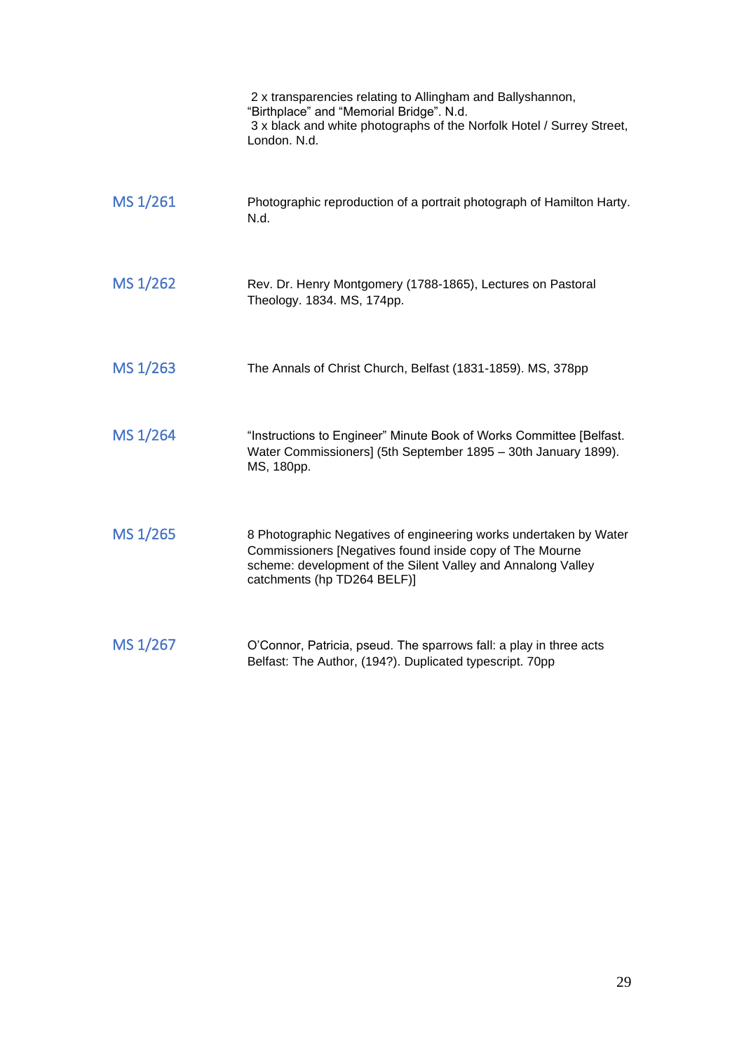2 x transparencies relating to Allingham and Ballyshannon, "Birthplace" and "Memorial Bridge". N.d.
3 x black and white photographs of the Norfolk Hotel / Surrey Street, London. N.d.

| | |
|---|---|
| MS 1/261 | Photographic reproduction of a portrait photograph of Hamilton Harty. N.d. |
| MS 1/262 | Rev. Dr. Henry Montgomery (1788-1865), Lectures on Pastoral Theology. 1834. MS, 174pp. |
| MS 1/263 | The Annals of Christ Church, Belfast (1831-1859). MS, 378pp |
| MS 1/264 | "Instructions to Engineer" Minute Book of Works Committee [Belfast. Water Commissioners] (5th September 1895 – 30th January 1899). MS, 180pp. |
| MS 1/265 | 8 Photographic Negatives of engineering works undertaken by Water Commissioners [Negatives found inside copy of The Mourne scheme: development of the Silent Valley and Annalong Valley catchments (hp TD264 BELF)] |
| MS 1/267 | O'Connor, Patricia, pseud. The sparrows fall: a play in three acts Belfast: The Author, (194?). Duplicated typescript. 70pp |